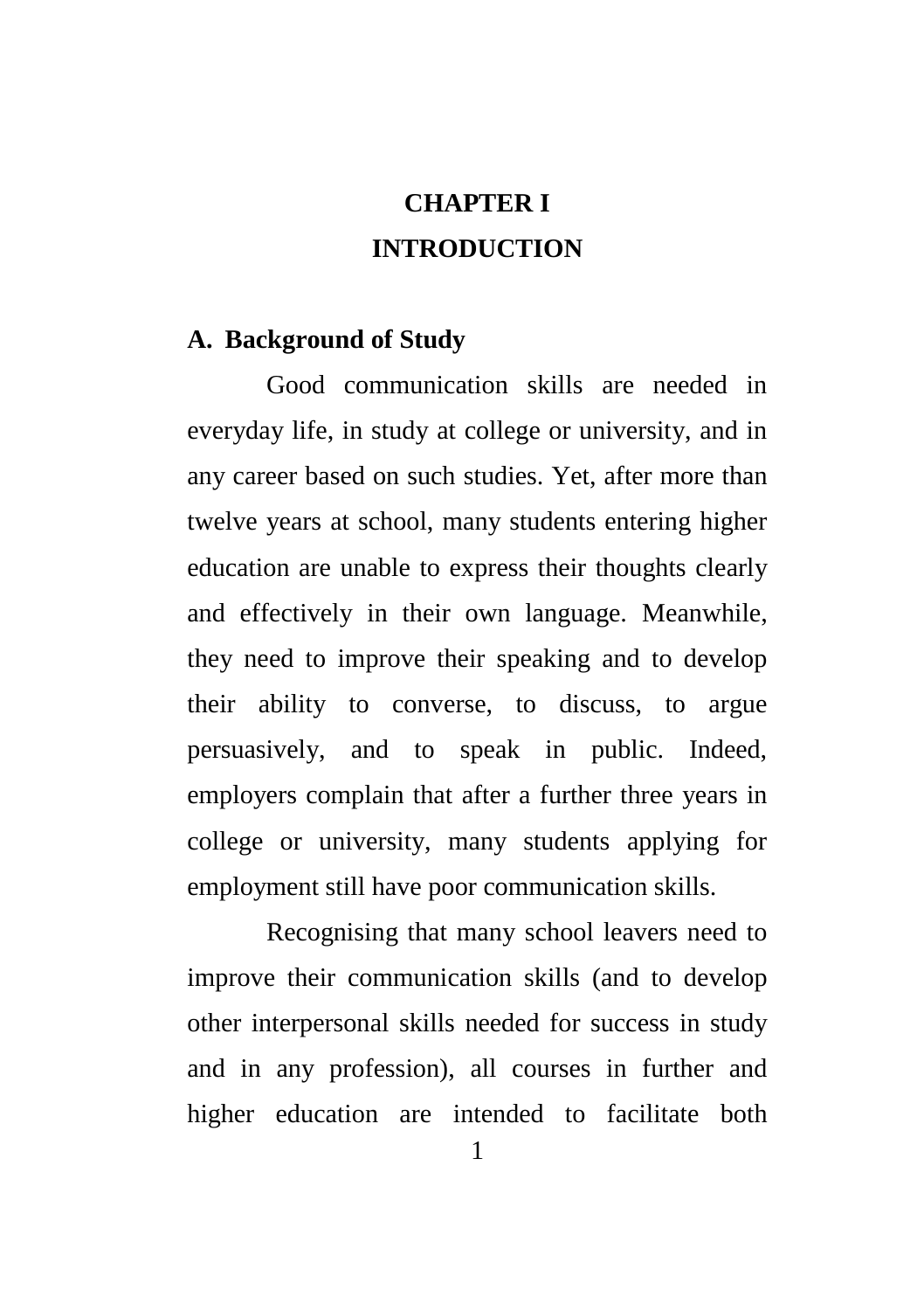# CHAPTER I
# INTRODUCTION

## A. Background of Study

Good communication skills are needed in everyday life, in study at college or university, and in any career based on such studies. Yet, after more than twelve years at school, many students entering higher education are unable to express their thoughts clearly and effectively in their own language. Meanwhile, they need to improve their speaking and to develop their ability to converse, to discuss, to argue persuasively, and to speak in public. Indeed, employers complain that after a further three years in college or university, many students applying for employment still have poor communication skills.

Recognising that many school leavers need to improve their communication skills (and to develop other interpersonal skills needed for success in study and in any profession), all courses in further and higher education are intended to facilitate both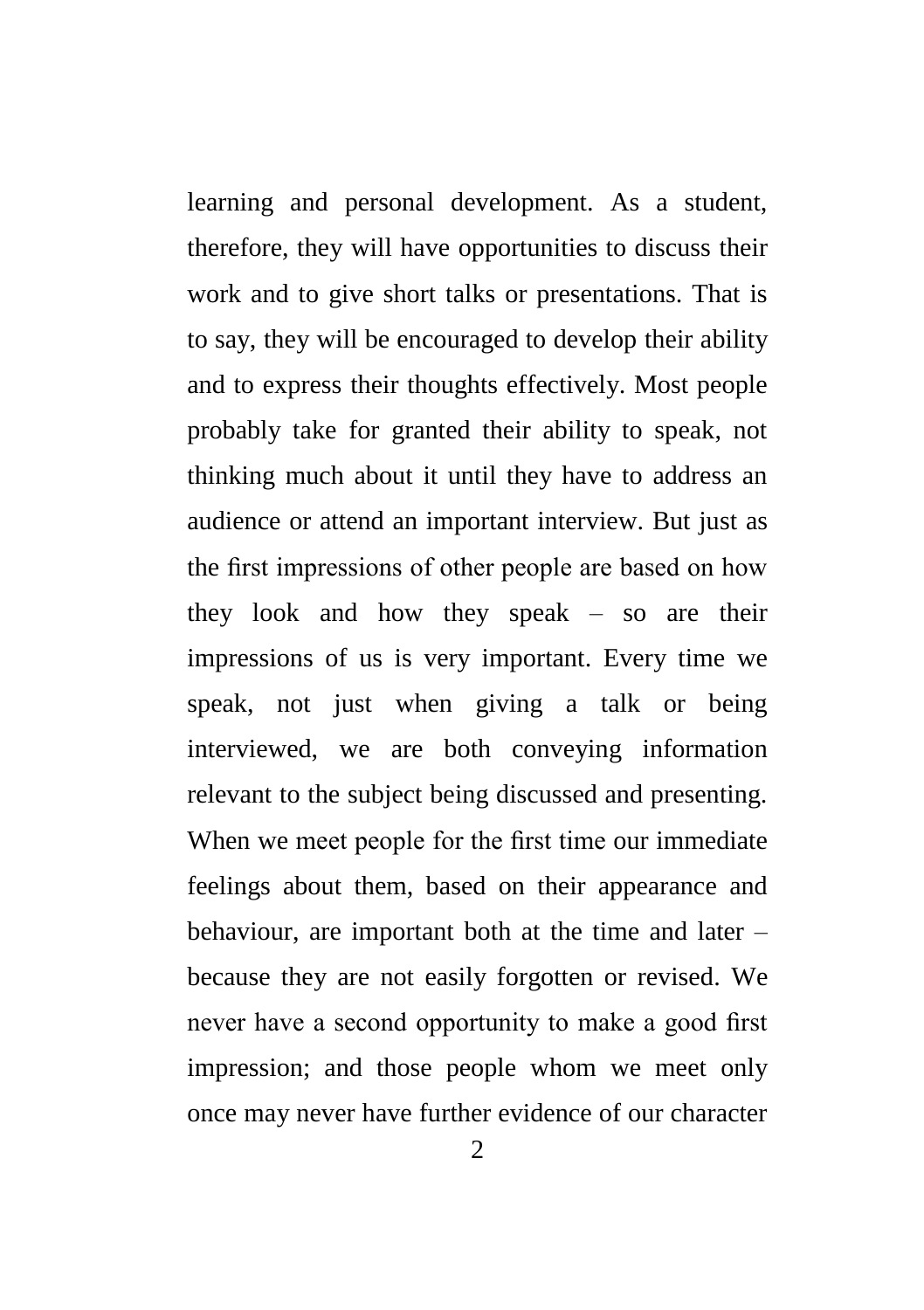learning and personal development. As a student, therefore, they will have opportunities to discuss their work and to give short talks or presentations. That is to say, they will be encouraged to develop their ability and to express their thoughts effectively. Most people probably take for granted their ability to speak, not thinking much about it until they have to address an audience or attend an important interview. But just as the first impressions of other people are based on how they look and how they speak – so are their impressions of us is very important. Every time we speak, not just when giving a talk or being interviewed, we are both conveying information relevant to the subject being discussed and presenting. When we meet people for the first time our immediate feelings about them, based on their appearance and behaviour, are important both at the time and later – because they are not easily forgotten or revised. We never have a second opportunity to make a good first impression; and those people whom we meet only once may never have further evidence of our character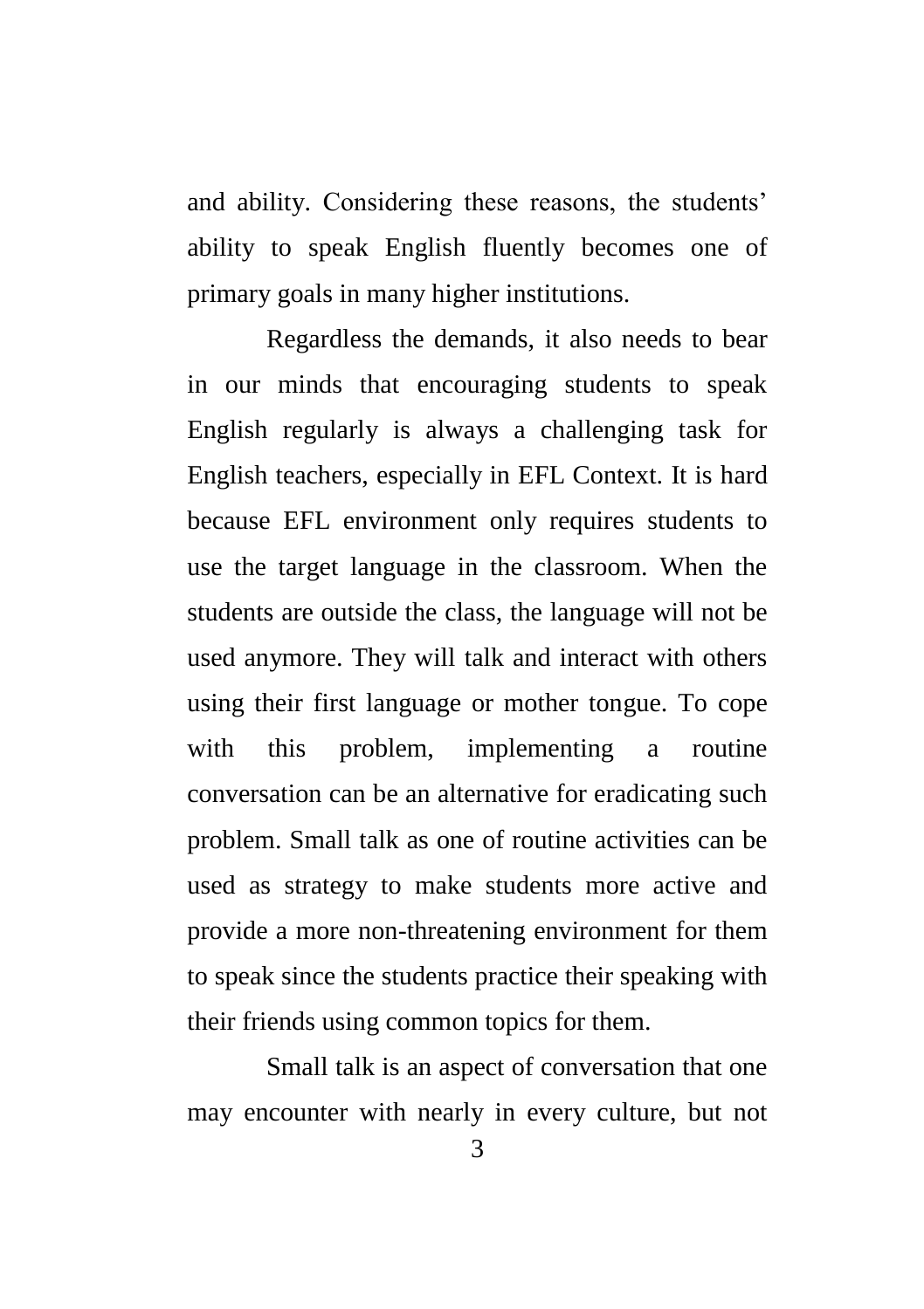and ability. Considering these reasons, the students' ability to speak English fluently becomes one of primary goals in many higher institutions.

Regardless the demands, it also needs to bear in our minds that encouraging students to speak English regularly is always a challenging task for English teachers, especially in EFL Context. It is hard because EFL environment only requires students to use the target language in the classroom. When the students are outside the class, the language will not be used anymore. They will talk and interact with others using their first language or mother tongue. To cope with this problem, implementing a routine conversation can be an alternative for eradicating such problem. Small talk as one of routine activities can be used as strategy to make students more active and provide a more non-threatening environment for them to speak since the students practice their speaking with their friends using common topics for them.

Small talk is an aspect of conversation that one may encounter with nearly in every culture, but not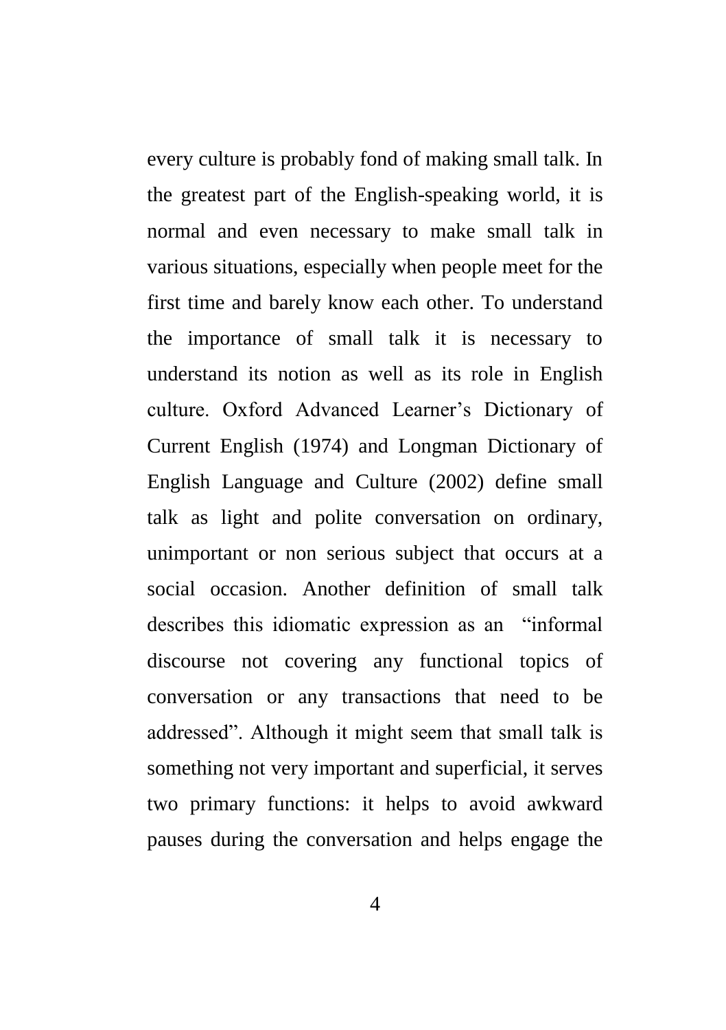every culture is probably fond of making small talk. In the greatest part of the English-speaking world, it is normal and even necessary to make small talk in various situations, especially when people meet for the first time and barely know each other. To understand the importance of small talk it is necessary to understand its notion as well as its role in English culture. Oxford Advanced Learner's Dictionary of Current English (1974) and Longman Dictionary of English Language and Culture (2002) define small talk as light and polite conversation on ordinary, unimportant or non serious subject that occurs at a social occasion. Another definition of small talk describes this idiomatic expression as an "informal discourse not covering any functional topics of conversation or any transactions that need to be addressed". Although it might seem that small talk is something not very important and superficial, it serves two primary functions: it helps to avoid awkward pauses during the conversation and helps engage the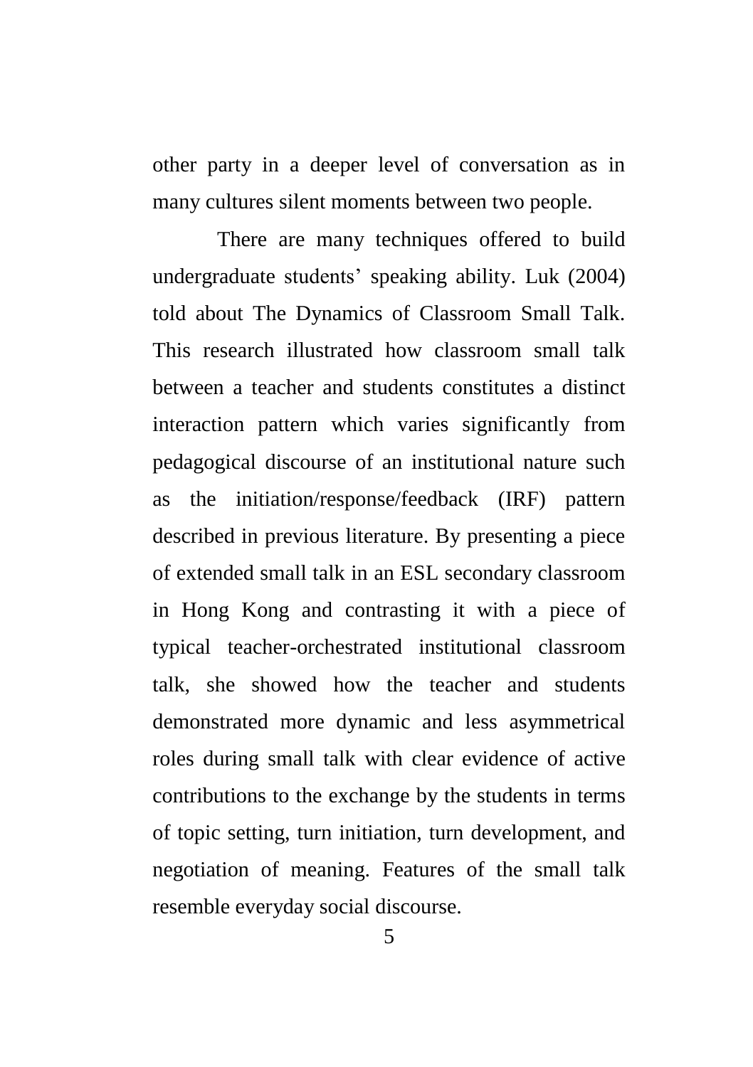other party in a deeper level of conversation as in many cultures silent moments between two people.

There are many techniques offered to build undergraduate students' speaking ability. Luk (2004) told about The Dynamics of Classroom Small Talk. This research illustrated how classroom small talk between a teacher and students constitutes a distinct interaction pattern which varies significantly from pedagogical discourse of an institutional nature such as the initiation/response/feedback (IRF) pattern described in previous literature. By presenting a piece of extended small talk in an ESL secondary classroom in Hong Kong and contrasting it with a piece of typical teacher-orchestrated institutional classroom talk, she showed how the teacher and students demonstrated more dynamic and less asymmetrical roles during small talk with clear evidence of active contributions to the exchange by the students in terms of topic setting, turn initiation, turn development, and negotiation of meaning. Features of the small talk resemble everyday social discourse.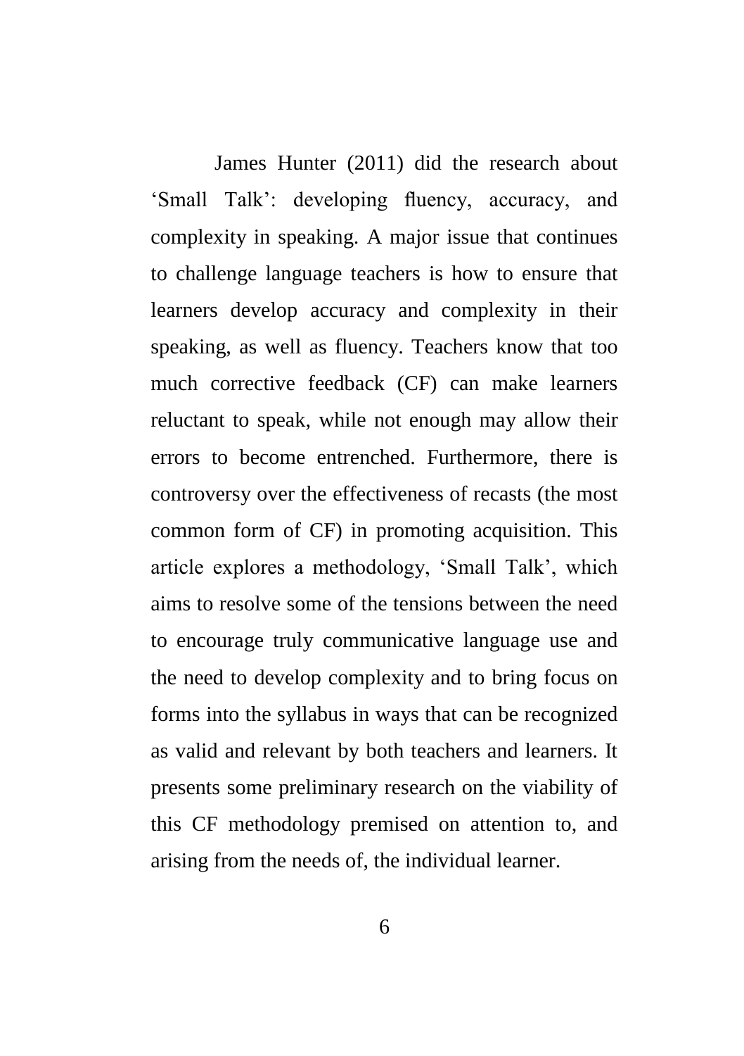James Hunter (2011) did the research about 'Small Talk': developing fluency, accuracy, and complexity in speaking. A major issue that continues to challenge language teachers is how to ensure that learners develop accuracy and complexity in their speaking, as well as fluency. Teachers know that too much corrective feedback (CF) can make learners reluctant to speak, while not enough may allow their errors to become entrenched. Furthermore, there is controversy over the effectiveness of recasts (the most common form of CF) in promoting acquisition. This article explores a methodology, 'Small Talk', which aims to resolve some of the tensions between the need to encourage truly communicative language use and the need to develop complexity and to bring focus on forms into the syllabus in ways that can be recognized as valid and relevant by both teachers and learners. It presents some preliminary research on the viability of this CF methodology premised on attention to, and arising from the needs of, the individual learner.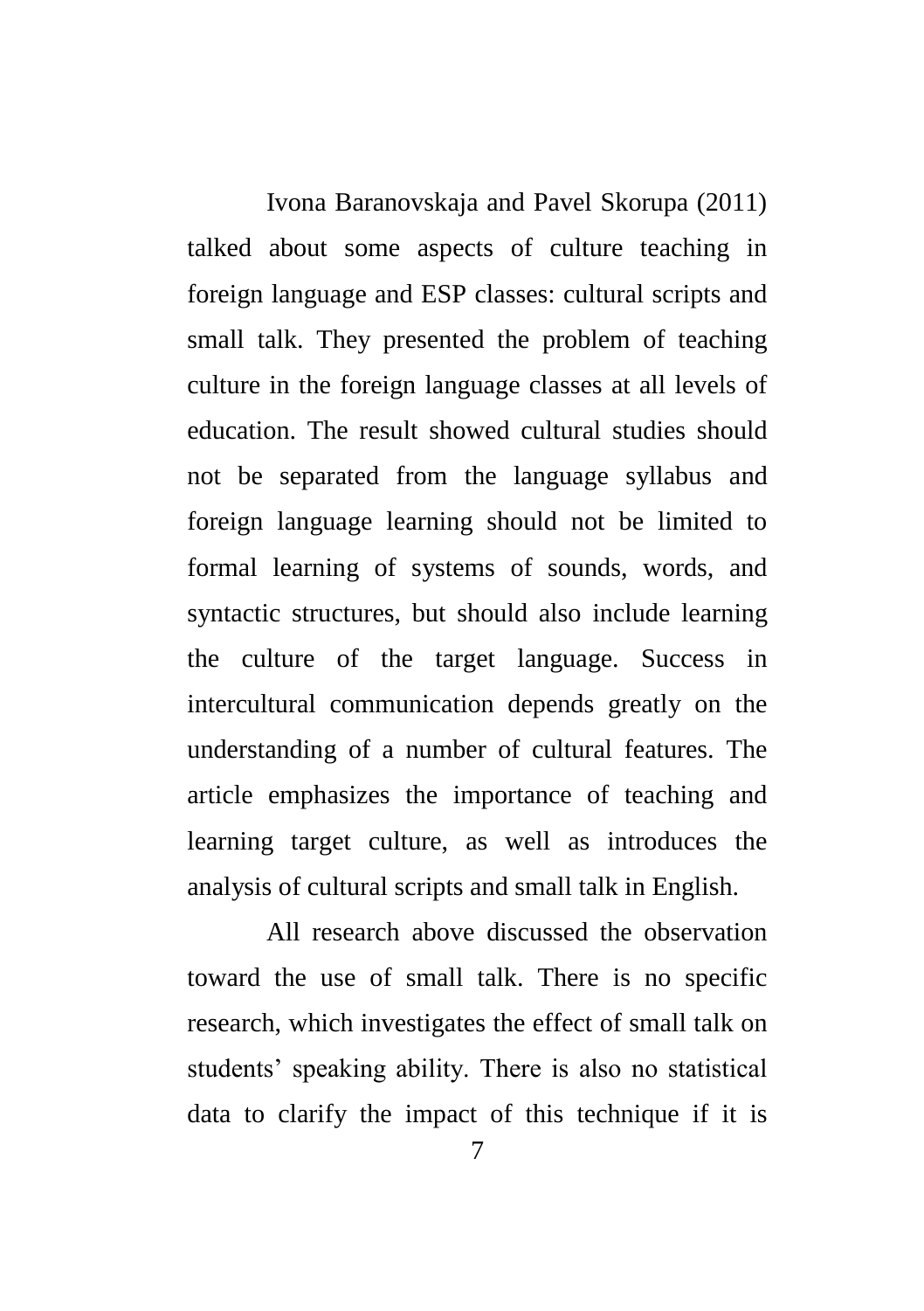Ivona Baranovskaja and Pavel Skorupa (2011) talked about some aspects of culture teaching in foreign language and ESP classes: cultural scripts and small talk. They presented the problem of teaching culture in the foreign language classes at all levels of education. The result showed cultural studies should not be separated from the language syllabus and foreign language learning should not be limited to formal learning of systems of sounds, words, and syntactic structures, but should also include learning the culture of the target language. Success in intercultural communication depends greatly on the understanding of a number of cultural features. The article emphasizes the importance of teaching and learning target culture, as well as introduces the analysis of cultural scripts and small talk in English.

All research above discussed the observation toward the use of small talk. There is no specific research, which investigates the effect of small talk on students' speaking ability. There is also no statistical data to clarify the impact of this technique if it is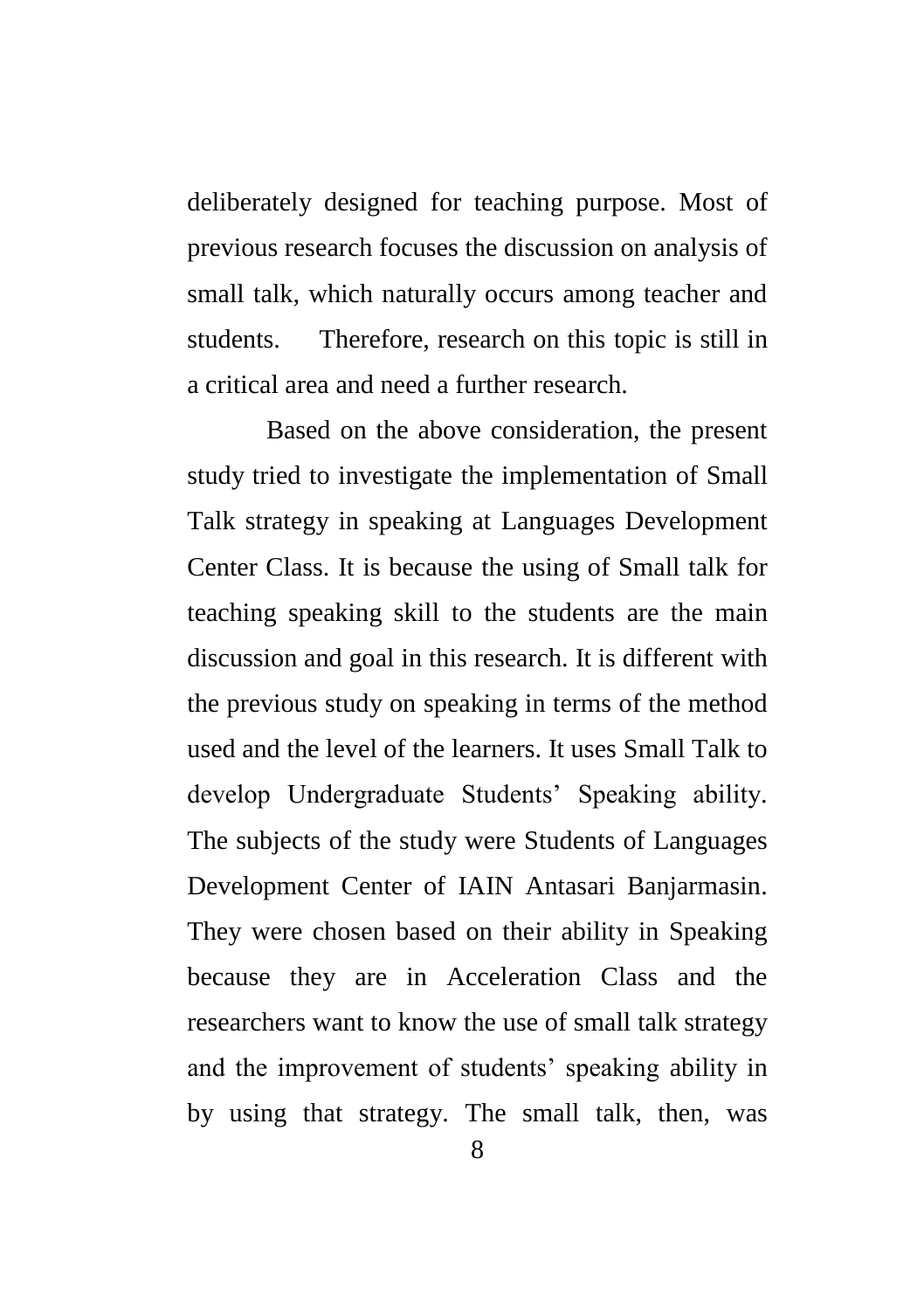deliberately designed for teaching purpose. Most of previous research focuses the discussion on analysis of small talk, which naturally occurs among teacher and students. Therefore, research on this topic is still in a critical area and need a further research.

Based on the above consideration, the present study tried to investigate the implementation of Small Talk strategy in speaking at Languages Development Center Class. It is because the using of Small talk for teaching speaking skill to the students are the main discussion and goal in this research. It is different with the previous study on speaking in terms of the method used and the level of the learners. It uses Small Talk to develop Undergraduate Students' Speaking ability. The subjects of the study were Students of Languages Development Center of IAIN Antasari Banjarmasin. They were chosen based on their ability in Speaking because they are in Acceleration Class and the researchers want to know the use of small talk strategy and the improvement of students' speaking ability in by using that strategy. The small talk, then, was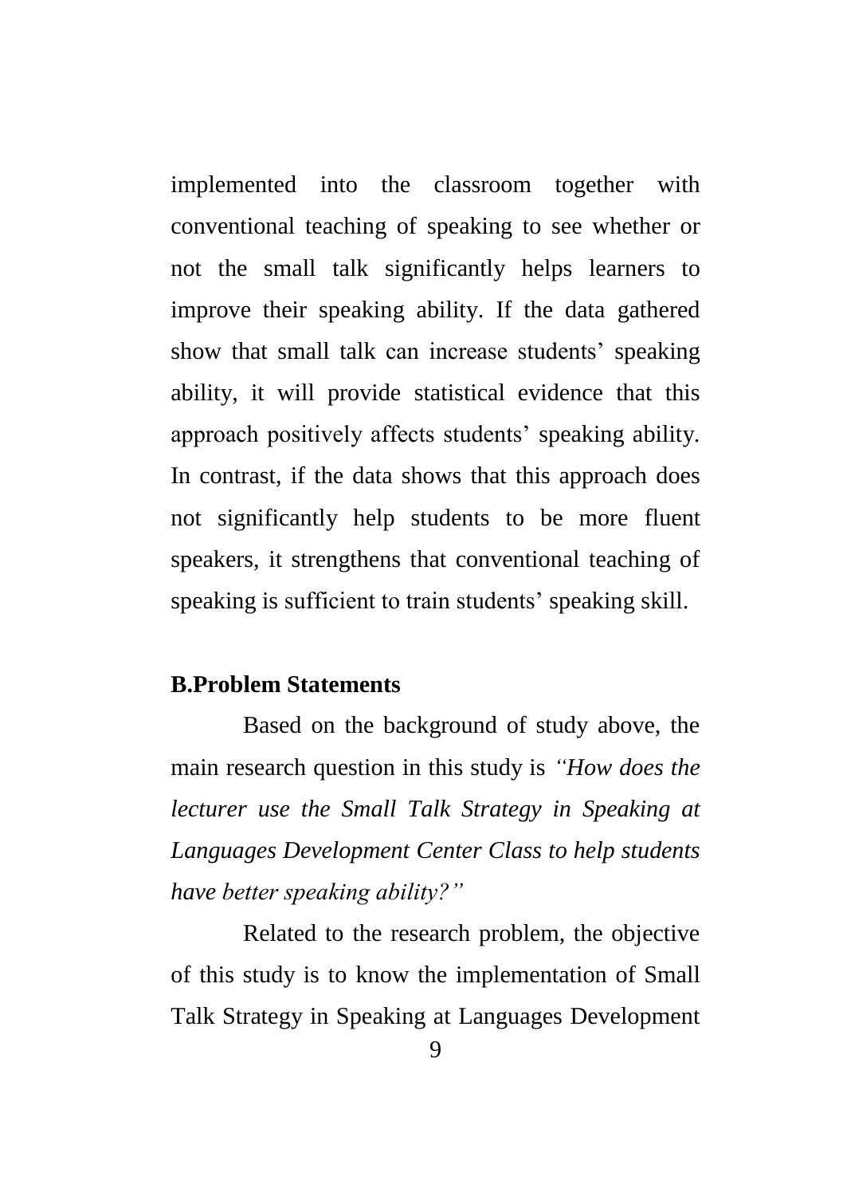implemented into the classroom together with conventional teaching of speaking to see whether or not the small talk significantly helps learners to improve their speaking ability. If the data gathered show that small talk can increase students' speaking ability, it will provide statistical evidence that this approach positively affects students' speaking ability. In contrast, if the data shows that this approach does not significantly help students to be more fluent speakers, it strengthens that conventional teaching of speaking is sufficient to train students' speaking skill.

## B.Problem Statements

Based on the background of study above, the main research question in this study is *"How does the lecturer use the Small Talk Strategy in Speaking at Languages Development Center Class to help students have better speaking ability?"*

Related to the research problem, the objective of this study is to know the implementation of Small Talk Strategy in Speaking at Languages Development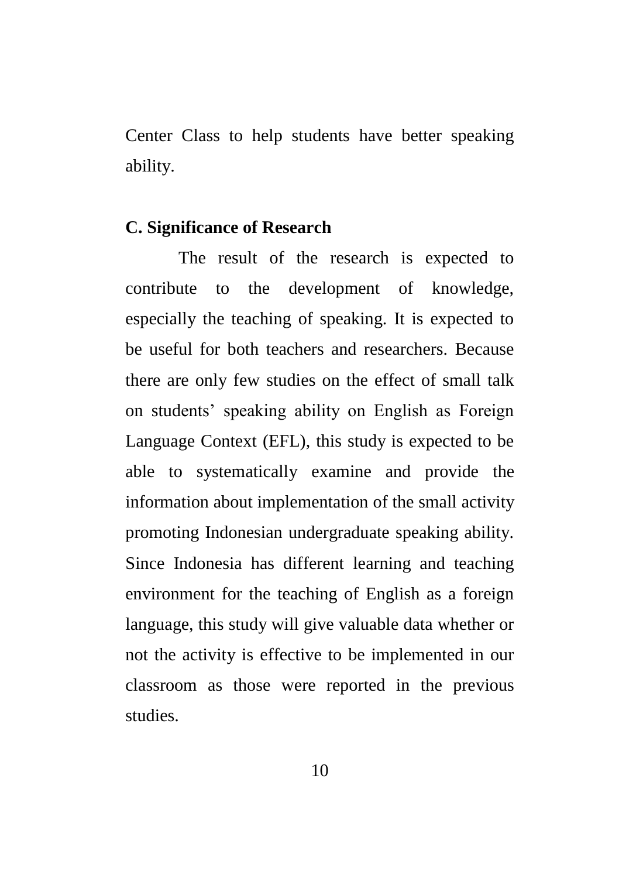Center Class to help students have better speaking ability.

## C. Significance of Research

The result of the research is expected to contribute to the development of knowledge, especially the teaching of speaking. It is expected to be useful for both teachers and researchers. Because there are only few studies on the effect of small talk on students' speaking ability on English as Foreign Language Context (EFL), this study is expected to be able to systematically examine and provide the information about implementation of the small activity promoting Indonesian undergraduate speaking ability. Since Indonesia has different learning and teaching environment for the teaching of English as a foreign language, this study will give valuable data whether or not the activity is effective to be implemented in our classroom as those were reported in the previous studies.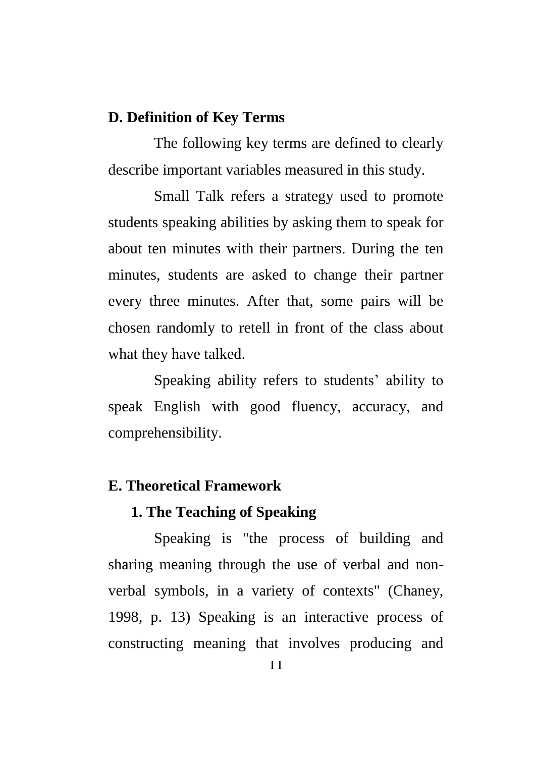## D. Definition of Key Terms

The following key terms are defined to clearly describe important variables measured in this study.

Small Talk refers a strategy used to promote students speaking abilities by asking them to speak for about ten minutes with their partners. During the ten minutes, students are asked to change their partner every three minutes. After that, some pairs will be chosen randomly to retell in front of the class about what they have talked.

Speaking ability refers to students' ability to speak English with good fluency, accuracy, and comprehensibility.

## E. Theoretical Framework

### 1. The Teaching of Speaking

Speaking is "the process of building and sharing meaning through the use of verbal and non-verbal symbols, in a variety of contexts" (Chaney, 1998, p. 13) Speaking is an interactive process of constructing meaning that involves producing and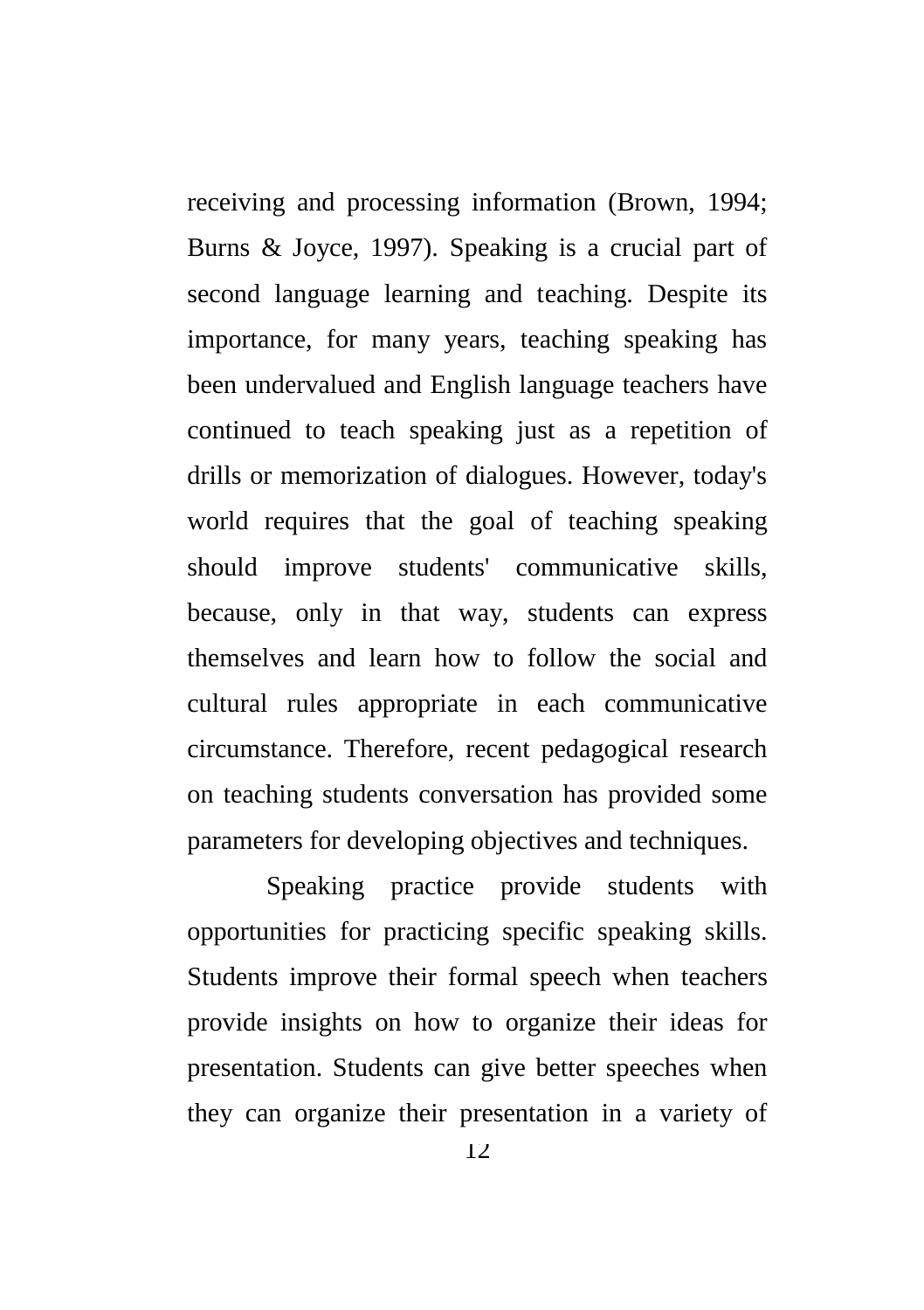receiving and processing information (Brown, 1994; Burns & Joyce, 1997). Speaking is a crucial part of second language learning and teaching. Despite its importance, for many years, teaching speaking has been undervalued and English language teachers have continued to teach speaking just as a repetition of drills or memorization of dialogues. However, today's world requires that the goal of teaching speaking should improve students' communicative skills, because, only in that way, students can express themselves and learn how to follow the social and cultural rules appropriate in each communicative circumstance. Therefore, recent pedagogical research on teaching students conversation has provided some parameters for developing objectives and techniques.

Speaking practice provide students with opportunities for practicing specific speaking skills. Students improve their formal speech when teachers provide insights on how to organize their ideas for presentation. Students can give better speeches when they can organize their presentation in a variety of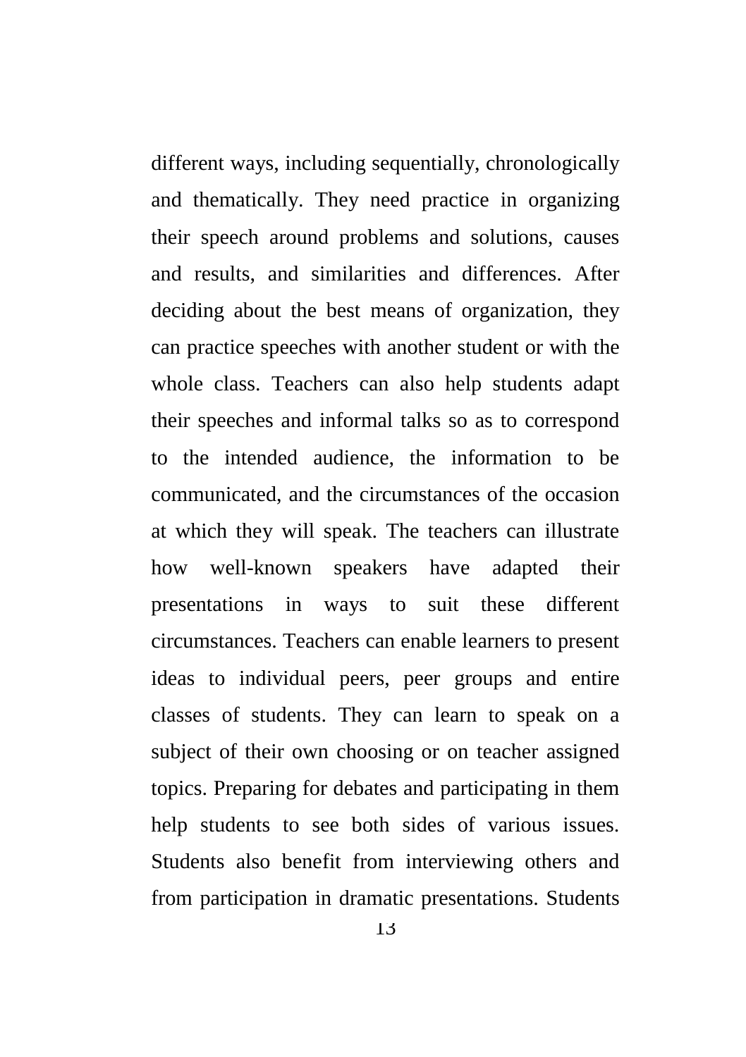different ways, including sequentially, chronologically and thematically. They need practice in organizing their speech around problems and solutions, causes and results, and similarities and differences. After deciding about the best means of organization, they can practice speeches with another student or with the whole class. Teachers can also help students adapt their speeches and informal talks so as to correspond to the intended audience, the information to be communicated, and the circumstances of the occasion at which they will speak. The teachers can illustrate how well-known speakers have adapted their presentations in ways to suit these different circumstances. Teachers can enable learners to present ideas to individual peers, peer groups and entire classes of students. They can learn to speak on a subject of their own choosing or on teacher assigned topics. Preparing for debates and participating in them help students to see both sides of various issues. Students also benefit from interviewing others and from participation in dramatic presentations. Students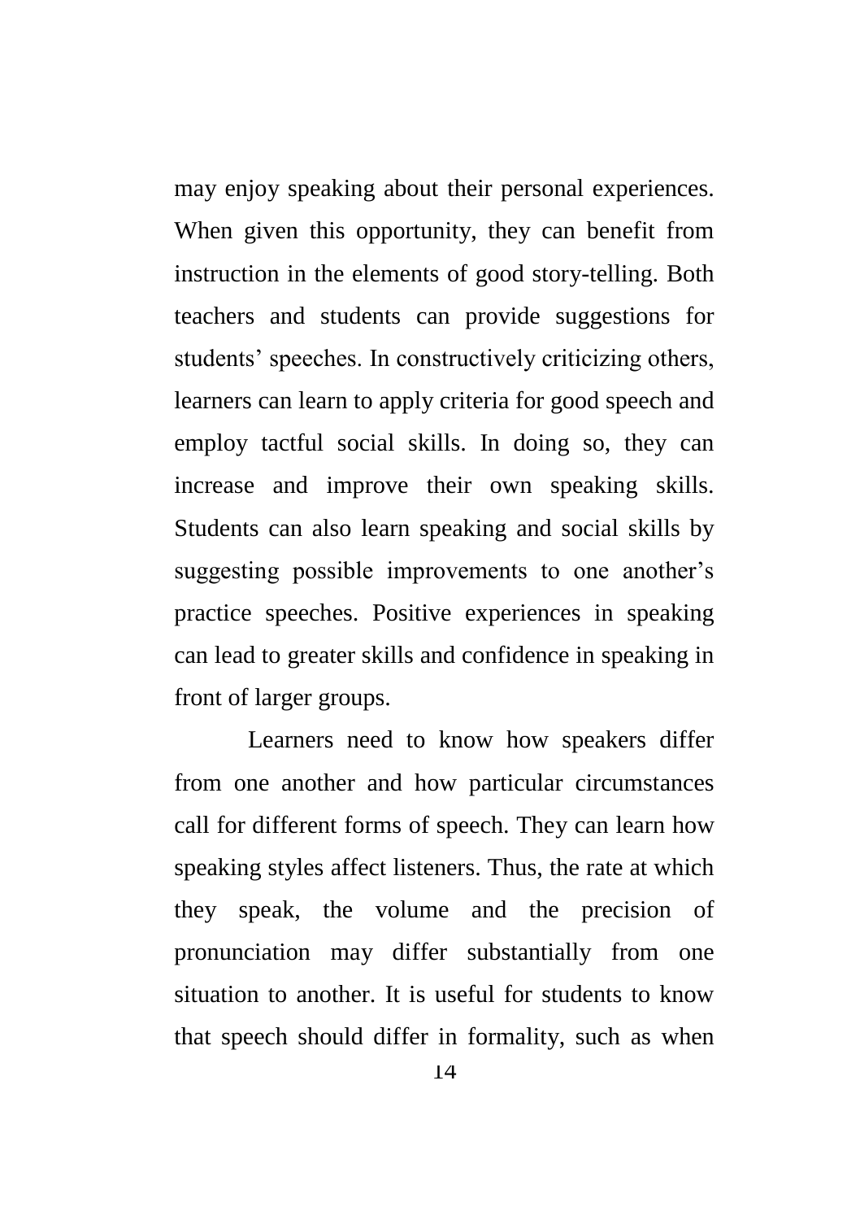may enjoy speaking about their personal experiences. When given this opportunity, they can benefit from instruction in the elements of good story-telling. Both teachers and students can provide suggestions for students' speeches. In constructively criticizing others, learners can learn to apply criteria for good speech and employ tactful social skills. In doing so, they can increase and improve their own speaking skills. Students can also learn speaking and social skills by suggesting possible improvements to one another's practice speeches. Positive experiences in speaking can lead to greater skills and confidence in speaking in front of larger groups.

Learners need to know how speakers differ from one another and how particular circumstances call for different forms of speech. They can learn how speaking styles affect listeners. Thus, the rate at which they speak, the volume and the precision of pronunciation may differ substantially from one situation to another. It is useful for students to know that speech should differ in formality, such as when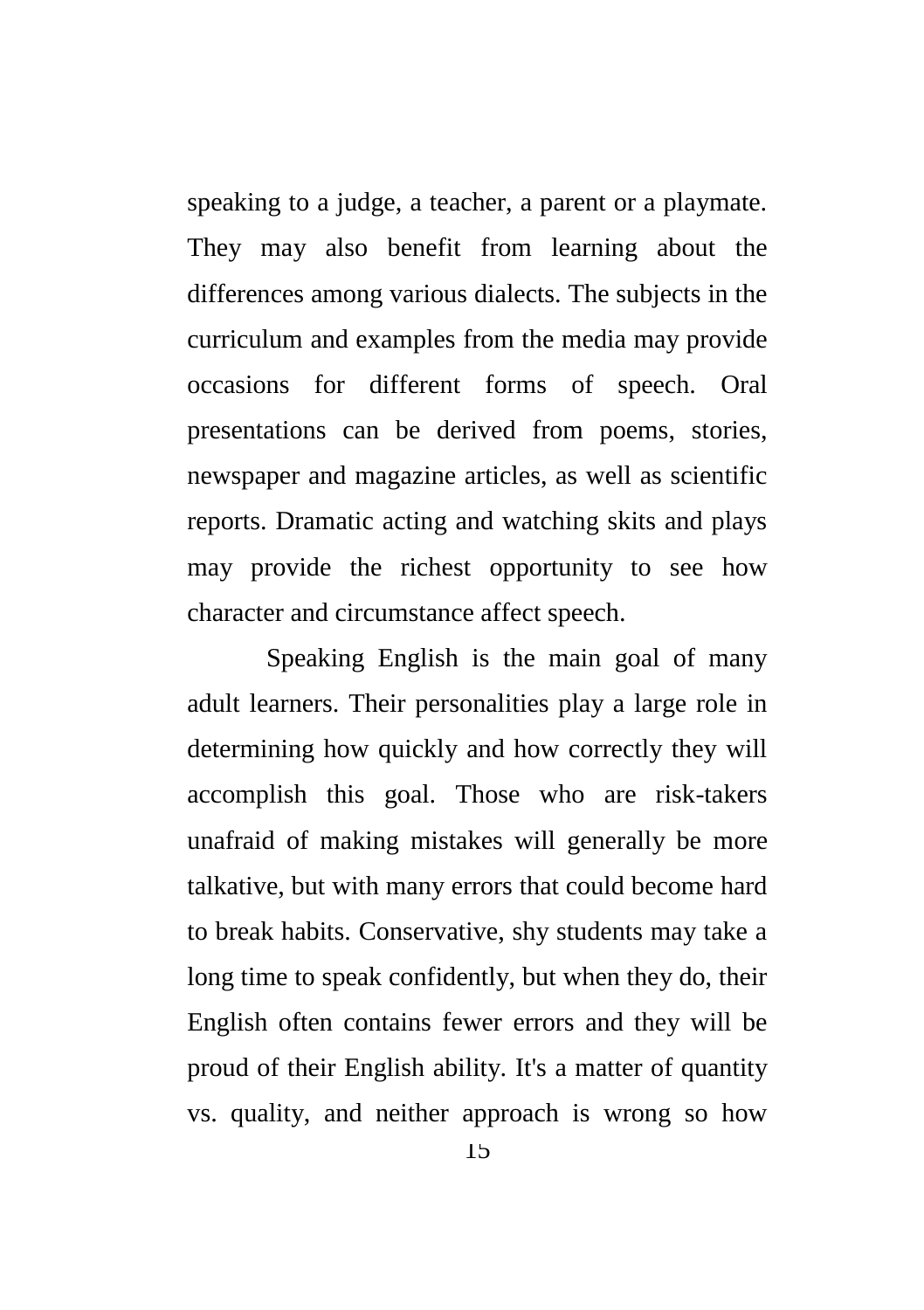speaking to a judge, a teacher, a parent or a playmate. They may also benefit from learning about the differences among various dialects. The subjects in the curriculum and examples from the media may provide occasions for different forms of speech. Oral presentations can be derived from poems, stories, newspaper and magazine articles, as well as scientific reports. Dramatic acting and watching skits and plays may provide the richest opportunity to see how character and circumstance affect speech.

Speaking English is the main goal of many adult learners. Their personalities play a large role in determining how quickly and how correctly they will accomplish this goal. Those who are risk-takers unafraid of making mistakes will generally be more talkative, but with many errors that could become hard to break habits. Conservative, shy students may take a long time to speak confidently, but when they do, their English often contains fewer errors and they will be proud of their English ability. It's a matter of quantity vs. quality, and neither approach is wrong so how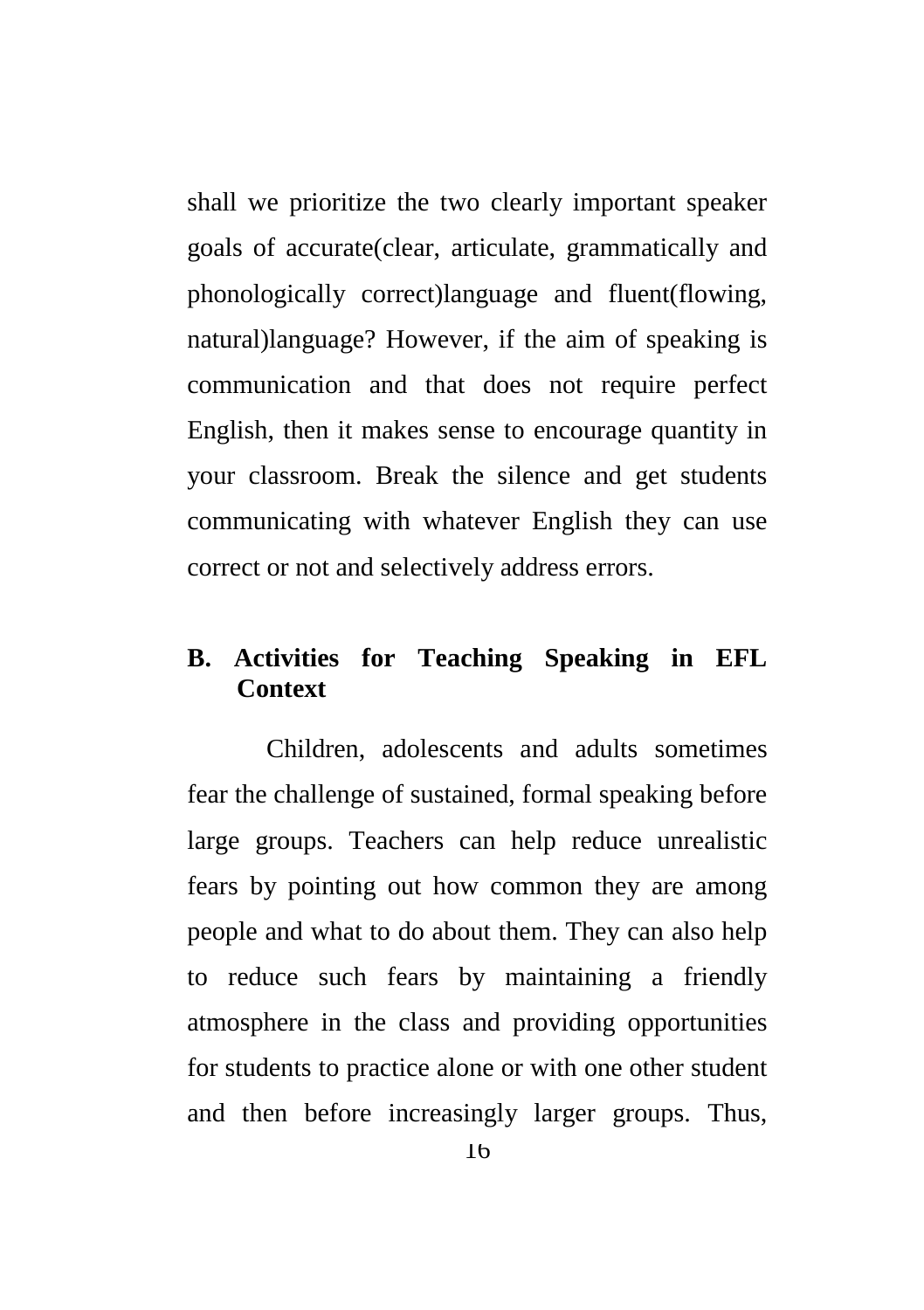shall we prioritize the two clearly important speaker goals of accurate(clear, articulate, grammatically and phonologically correct)language and fluent(flowing, natural)language? However, if the aim of speaking is communication and that does not require perfect English, then it makes sense to encourage quantity in your classroom. Break the silence and get students communicating with whatever English they can use correct or not and selectively address errors.

## B. Activities for Teaching Speaking in EFL Context

Children, adolescents and adults sometimes fear the challenge of sustained, formal speaking before large groups. Teachers can help reduce unrealistic fears by pointing out how common they are among people and what to do about them. They can also help to reduce such fears by maintaining a friendly atmosphere in the class and providing opportunities for students to practice alone or with one other student and then before increasingly larger groups. Thus,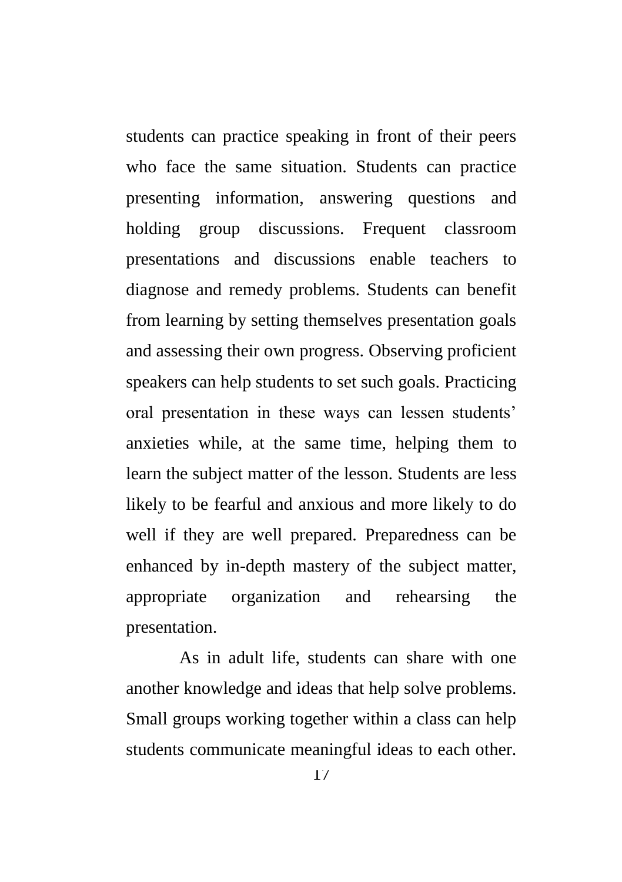students can practice speaking in front of their peers who face the same situation. Students can practice presenting information, answering questions and holding group discussions. Frequent classroom presentations and discussions enable teachers to diagnose and remedy problems. Students can benefit from learning by setting themselves presentation goals and assessing their own progress. Observing proficient speakers can help students to set such goals. Practicing oral presentation in these ways can lessen students' anxieties while, at the same time, helping them to learn the subject matter of the lesson. Students are less likely to be fearful and anxious and more likely to do well if they are well prepared. Preparedness can be enhanced by in-depth mastery of the subject matter, appropriate organization and rehearsing the presentation.

As in adult life, students can share with one another knowledge and ideas that help solve problems. Small groups working together within a class can help students communicate meaningful ideas to each other.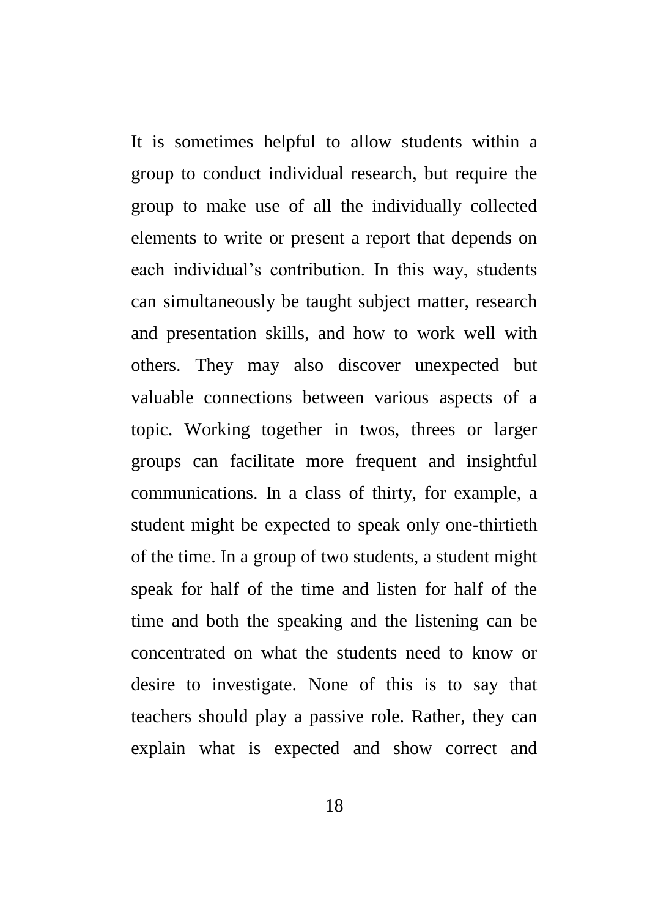It is sometimes helpful to allow students within a group to conduct individual research, but require the group to make use of all the individually collected elements to write or present a report that depends on each individual's contribution. In this way, students can simultaneously be taught subject matter, research and presentation skills, and how to work well with others. They may also discover unexpected but valuable connections between various aspects of a topic. Working together in twos, threes or larger groups can facilitate more frequent and insightful communications. In a class of thirty, for example, a student might be expected to speak only one-thirtieth of the time. In a group of two students, a student might speak for half of the time and listen for half of the time and both the speaking and the listening can be concentrated on what the students need to know or desire to investigate. None of this is to say that teachers should play a passive role. Rather, they can explain what is expected and show correct and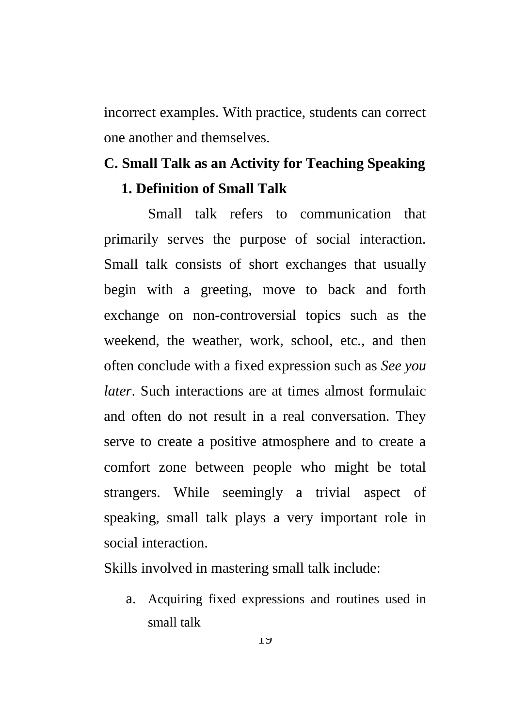incorrect examples. With practice, students can correct one another and themselves.

## C. Small Talk as an Activity for Teaching Speaking

### 1. Definition of Small Talk

Small talk refers to communication that primarily serves the purpose of social interaction. Small talk consists of short exchanges that usually begin with a greeting, move to back and forth exchange on non-controversial topics such as the weekend, the weather, work, school, etc., and then often conclude with a fixed expression such as *See you later*. Such interactions are at times almost formulaic and often do not result in a real conversation. They serve to create a positive atmosphere and to create a comfort zone between people who might be total strangers. While seemingly a trivial aspect of speaking, small talk plays a very important role in social interaction.

Skills involved in mastering small talk include:

a. Acquiring fixed expressions and routines used in small talk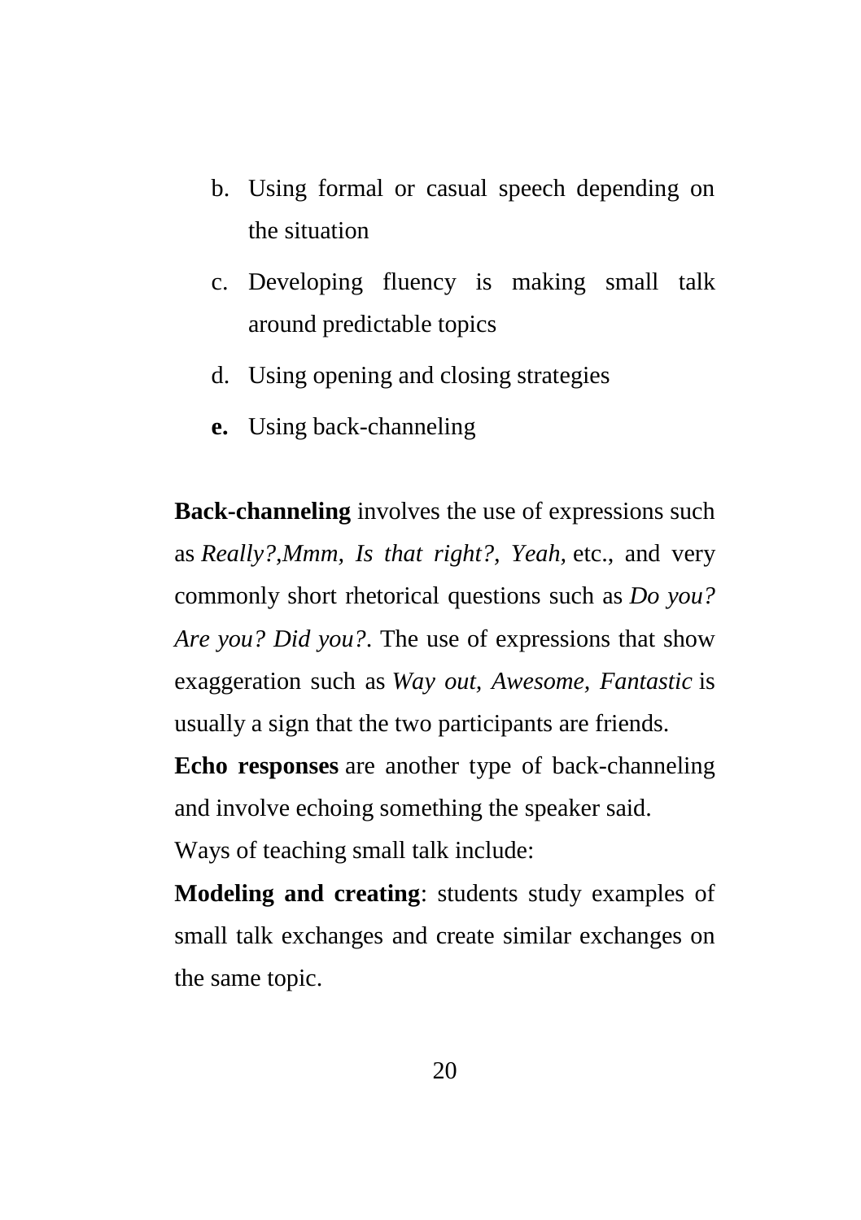b. Using formal or casual speech depending on the situation
c. Developing fluency is making small talk around predictable topics
d. Using opening and closing strategies
**e.** Using back-channeling

**Back-channeling** involves the use of expressions such as *Really?,Mmm, Is that right?, Yeah,* etc., and very commonly short rhetorical questions such as *Do you? Are you? Did you?*. The use of expressions that show exaggeration such as *Way out, Awesome, Fantastic* is usually a sign that the two participants are friends.

**Echo responses** are another type of back-channeling and involve echoing something the speaker said.

Ways of teaching small talk include:

**Modeling and creating**: students study examples of small talk exchanges and create similar exchanges on the same topic.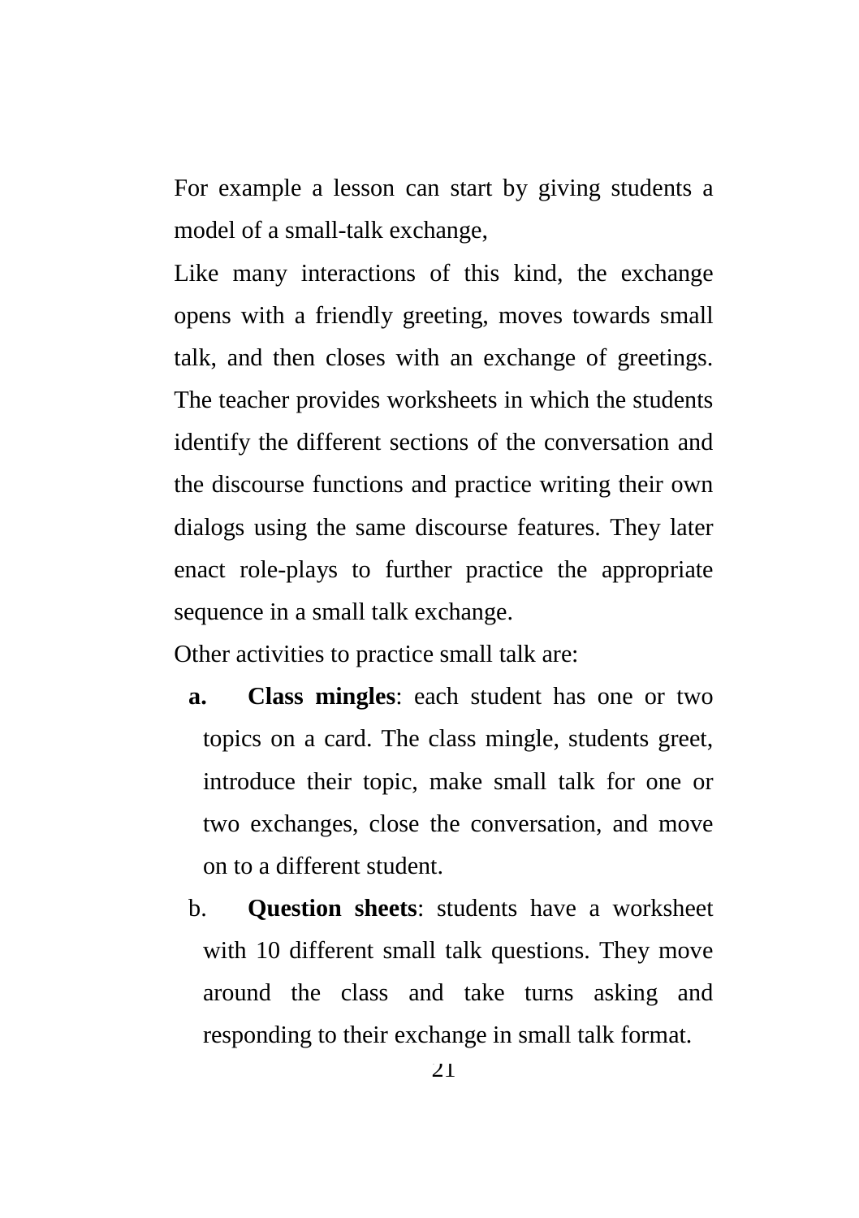For example a lesson can start by giving students a model of a small-talk exchange,

Like many interactions of this kind, the exchange opens with a friendly greeting, moves towards small talk, and then closes with an exchange of greetings. The teacher provides worksheets in which the students identify the different sections of the conversation and the discourse functions and practice writing their own dialogs using the same discourse features. They later enact role-plays to further practice the appropriate sequence in a small talk exchange.

Other activities to practice small talk are:

- **a. Class mingles**: each student has one or two topics on a card. The class mingle, students greet, introduce their topic, make small talk for one or two exchanges, close the conversation, and move on to a different student.
- b. **Question sheets**: students have a worksheet with 10 different small talk questions. They move around the class and take turns asking and responding to their exchange in small talk format.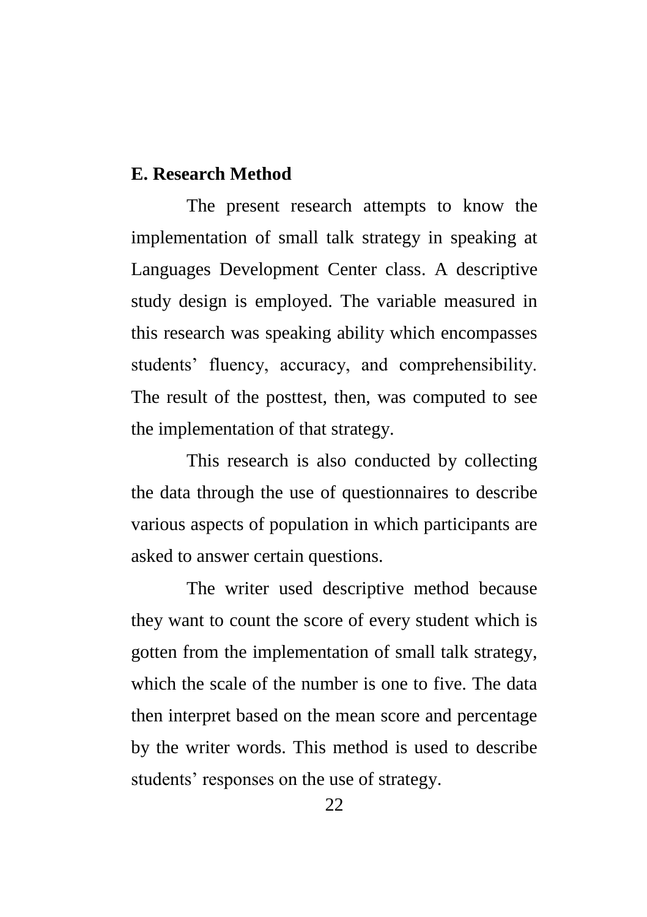## E. Research Method

The present research attempts to know the implementation of small talk strategy in speaking at Languages Development Center class. A descriptive study design is employed. The variable measured in this research was speaking ability which encompasses students' fluency, accuracy, and comprehensibility. The result of the posttest, then, was computed to see the implementation of that strategy.

This research is also conducted by collecting the data through the use of questionnaires to describe various aspects of population in which participants are asked to answer certain questions.

The writer used descriptive method because they want to count the score of every student which is gotten from the implementation of small talk strategy, which the scale of the number is one to five. The data then interpret based on the mean score and percentage by the writer words. This method is used to describe students' responses on the use of strategy.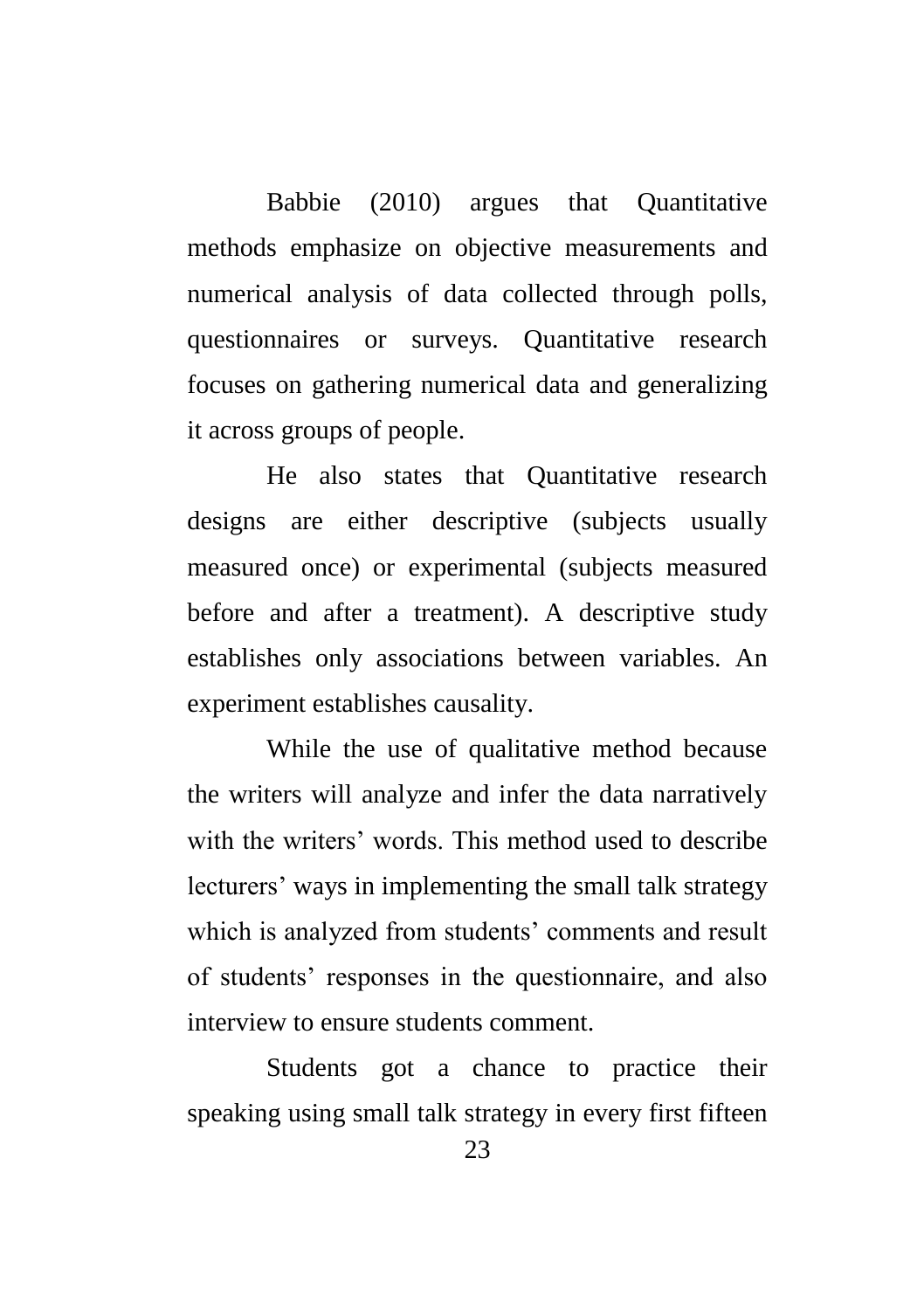Babbie (2010) argues that Quantitative methods emphasize on objective measurements and numerical analysis of data collected through polls, questionnaires or surveys. Quantitative research focuses on gathering numerical data and generalizing it across groups of people.

He also states that Quantitative research designs are either descriptive (subjects usually measured once) or experimental (subjects measured before and after a treatment). A descriptive study establishes only associations between variables. An experiment establishes causality.

While the use of qualitative method because the writers will analyze and infer the data narratively with the writers' words. This method used to describe lecturers' ways in implementing the small talk strategy which is analyzed from students' comments and result of students' responses in the questionnaire, and also interview to ensure students comment.

Students got a chance to practice their speaking using small talk strategy in every first fifteen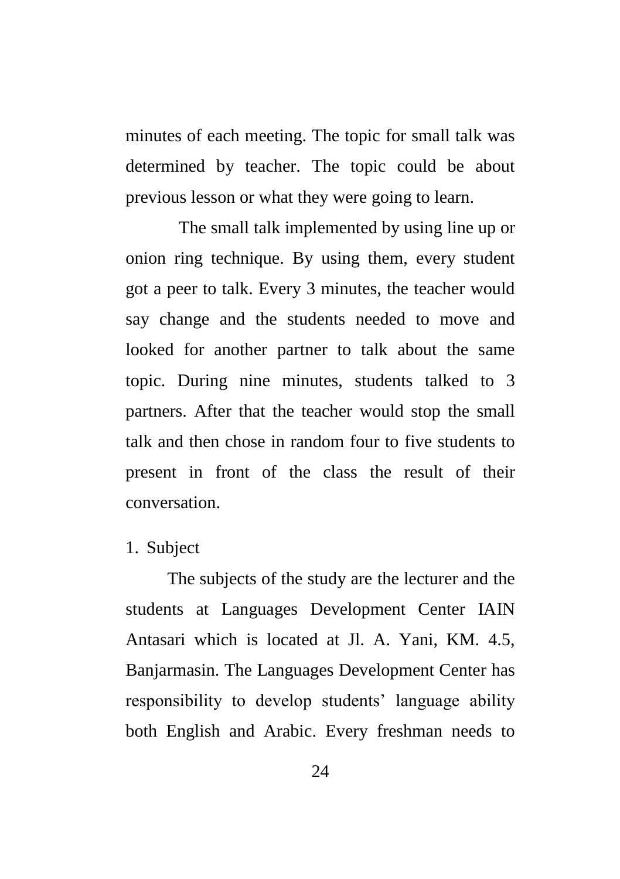minutes of each meeting. The topic for small talk was determined by teacher. The topic could be about previous lesson or what they were going to learn.

The small talk implemented by using line up or onion ring technique. By using them, every student got a peer to talk. Every 3 minutes, the teacher would say change and the students needed to move and looked for another partner to talk about the same topic. During nine minutes, students talked to 3 partners. After that the teacher would stop the small talk and then chose in random four to five students to present in front of the class the result of their conversation.

1. Subject

The subjects of the study are the lecturer and the students at Languages Development Center IAIN Antasari which is located at Jl. A. Yani, KM. 4.5, Banjarmasin. The Languages Development Center has responsibility to develop students' language ability both English and Arabic. Every freshman needs to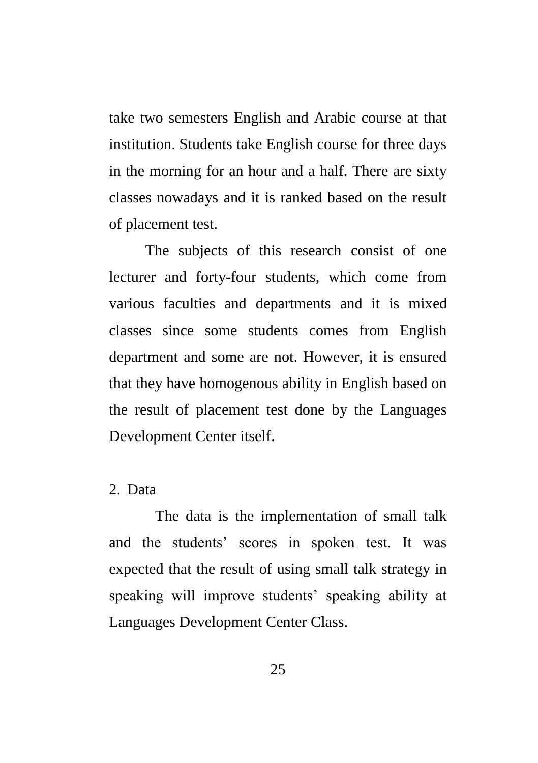take two semesters English and Arabic course at that institution. Students take English course for three days in the morning for an hour and a half. There are sixty classes nowadays and it is ranked based on the result of placement test.

The subjects of this research consist of one lecturer and forty-four students, which come from various faculties and departments and it is mixed classes since some students comes from English department and some are not. However, it is ensured that they have homogenous ability in English based on the result of placement test done by the Languages Development Center itself.

2. Data

The data is the implementation of small talk and the students' scores in spoken test. It was expected that the result of using small talk strategy in speaking will improve students' speaking ability at Languages Development Center Class.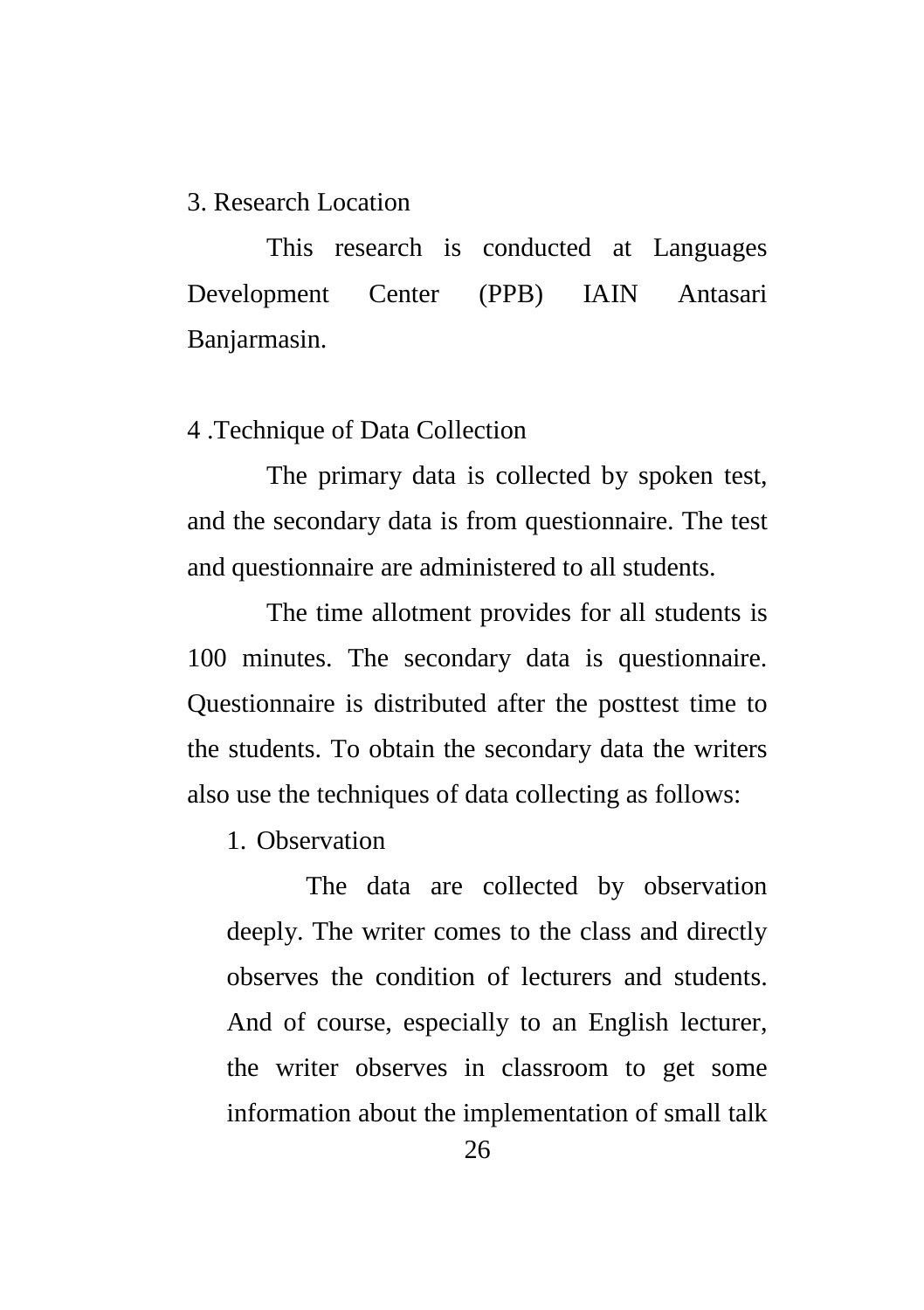3. Research Location

This research is conducted at Languages Development Center (PPB) IAIN Antasari Banjarmasin.

4 .Technique of Data Collection

The primary data is collected by spoken test, and the secondary data is from questionnaire. The test and questionnaire are administered to all students.

The time allotment provides for all students is 100 minutes. The secondary data is questionnaire. Questionnaire is distributed after the posttest time to the students. To obtain the secondary data the writers also use the techniques of data collecting as follows:

1. Observation

   The data are collected by observation deeply. The writer comes to the class and directly observes the condition of lecturers and students. And of course, especially to an English lecturer, the writer observes in classroom to get some information about the implementation of small talk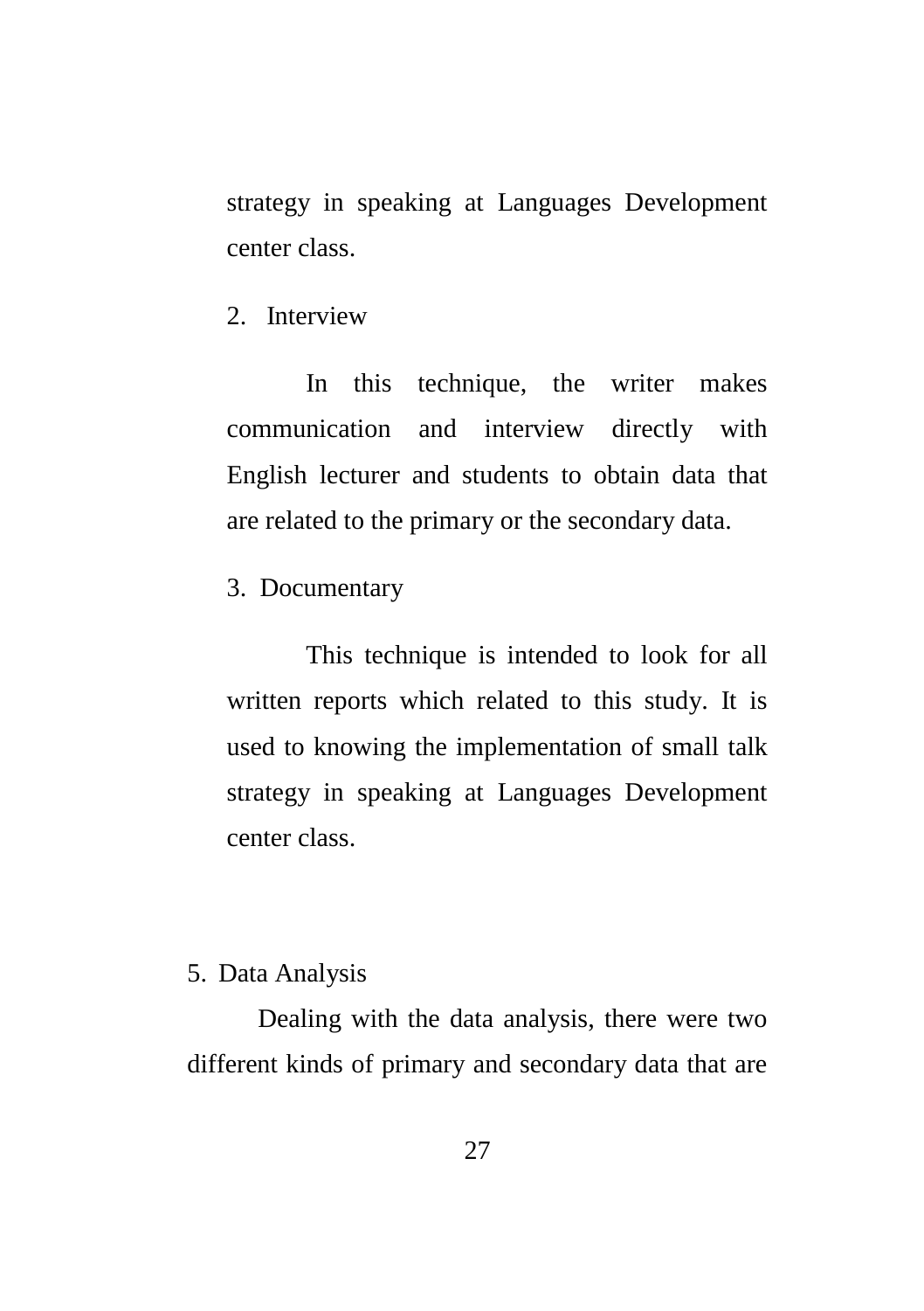strategy in speaking at Languages Development center class.

2. Interview

In this technique, the writer makes communication and interview directly with English lecturer and students to obtain data that are related to the primary or the secondary data.

3. Documentary

This technique is intended to look for all written reports which related to this study. It is used to knowing the implementation of small talk strategy in speaking at Languages Development center class.

5. Data Analysis

Dealing with the data analysis, there were two different kinds of primary and secondary data that are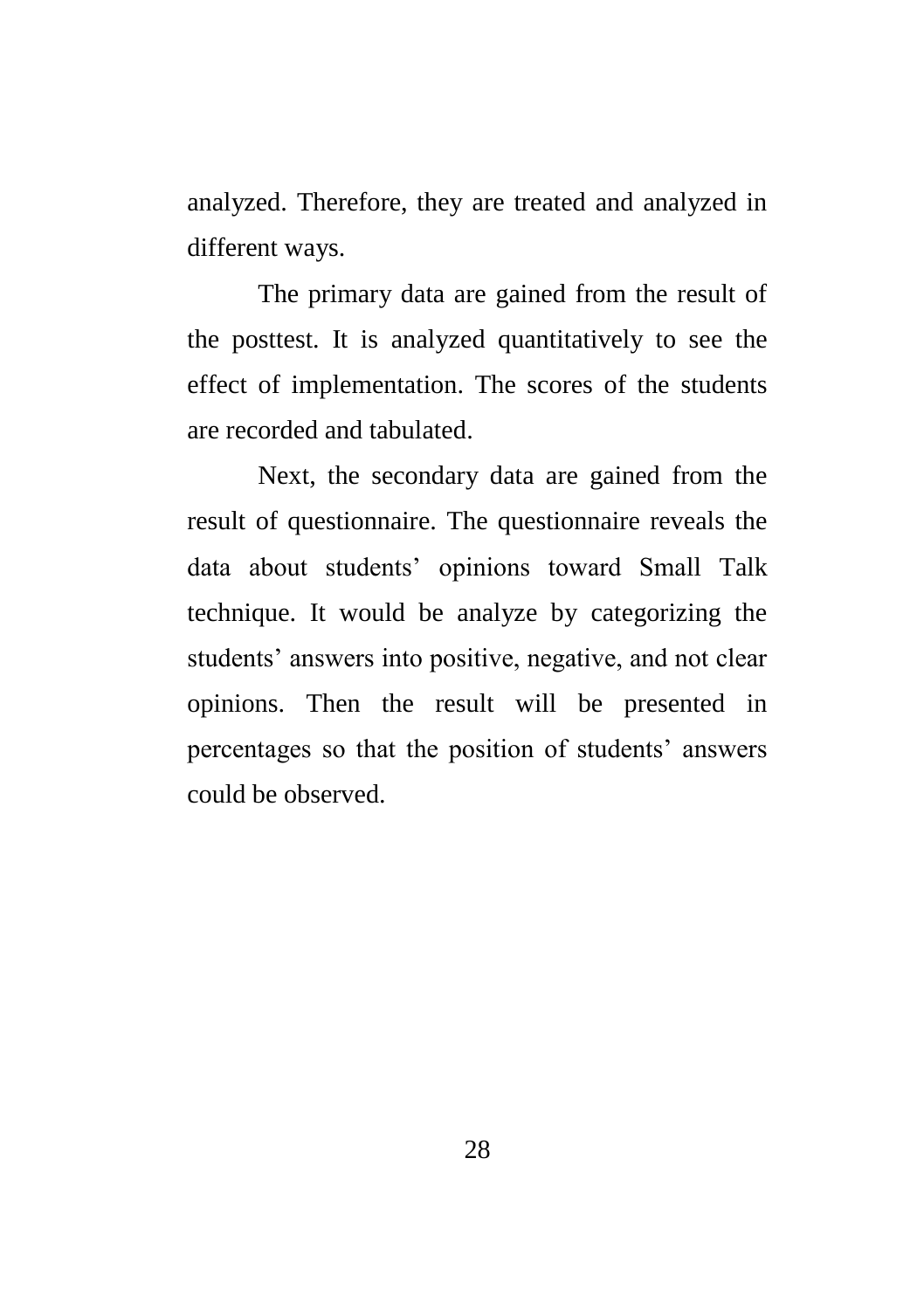analyzed. Therefore, they are treated and analyzed in different ways.

The primary data are gained from the result of the posttest. It is analyzed quantitatively to see the effect of implementation. The scores of the students are recorded and tabulated.

Next, the secondary data are gained from the result of questionnaire. The questionnaire reveals the data about students' opinions toward Small Talk technique. It would be analyze by categorizing the students' answers into positive, negative, and not clear opinions. Then the result will be presented in percentages so that the position of students' answers could be observed.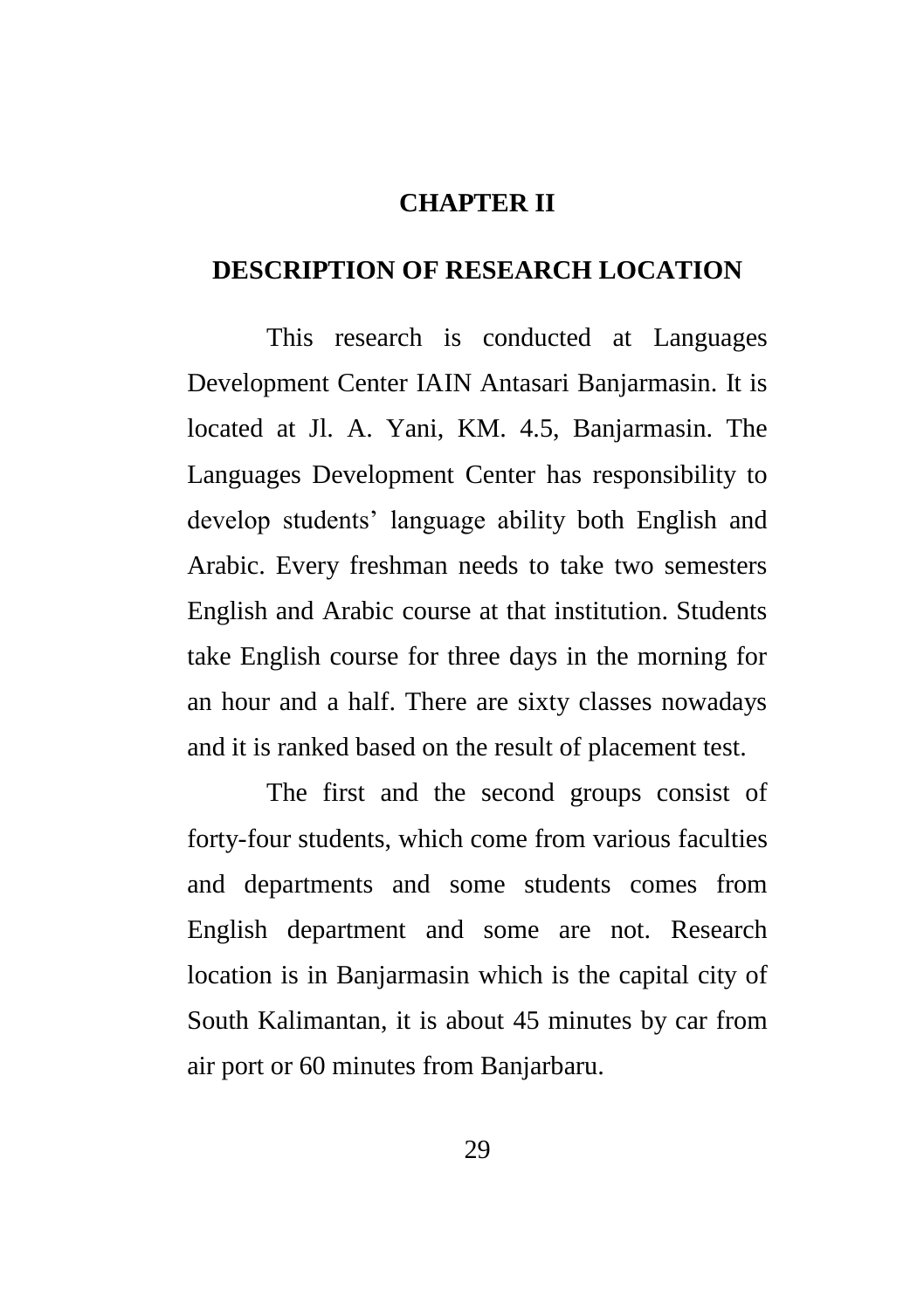# CHAPTER II

## DESCRIPTION OF RESEARCH LOCATION

This research is conducted at Languages Development Center IAIN Antasari Banjarmasin. It is located at Jl. A. Yani, KM. 4.5, Banjarmasin. The Languages Development Center has responsibility to develop students' language ability both English and Arabic. Every freshman needs to take two semesters English and Arabic course at that institution. Students take English course for three days in the morning for an hour and a half. There are sixty classes nowadays and it is ranked based on the result of placement test.

The first and the second groups consist of forty-four students, which come from various faculties and departments and some students comes from English department and some are not. Research location is in Banjarmasin which is the capital city of South Kalimantan, it is about 45 minutes by car from air port or 60 minutes from Banjarbaru.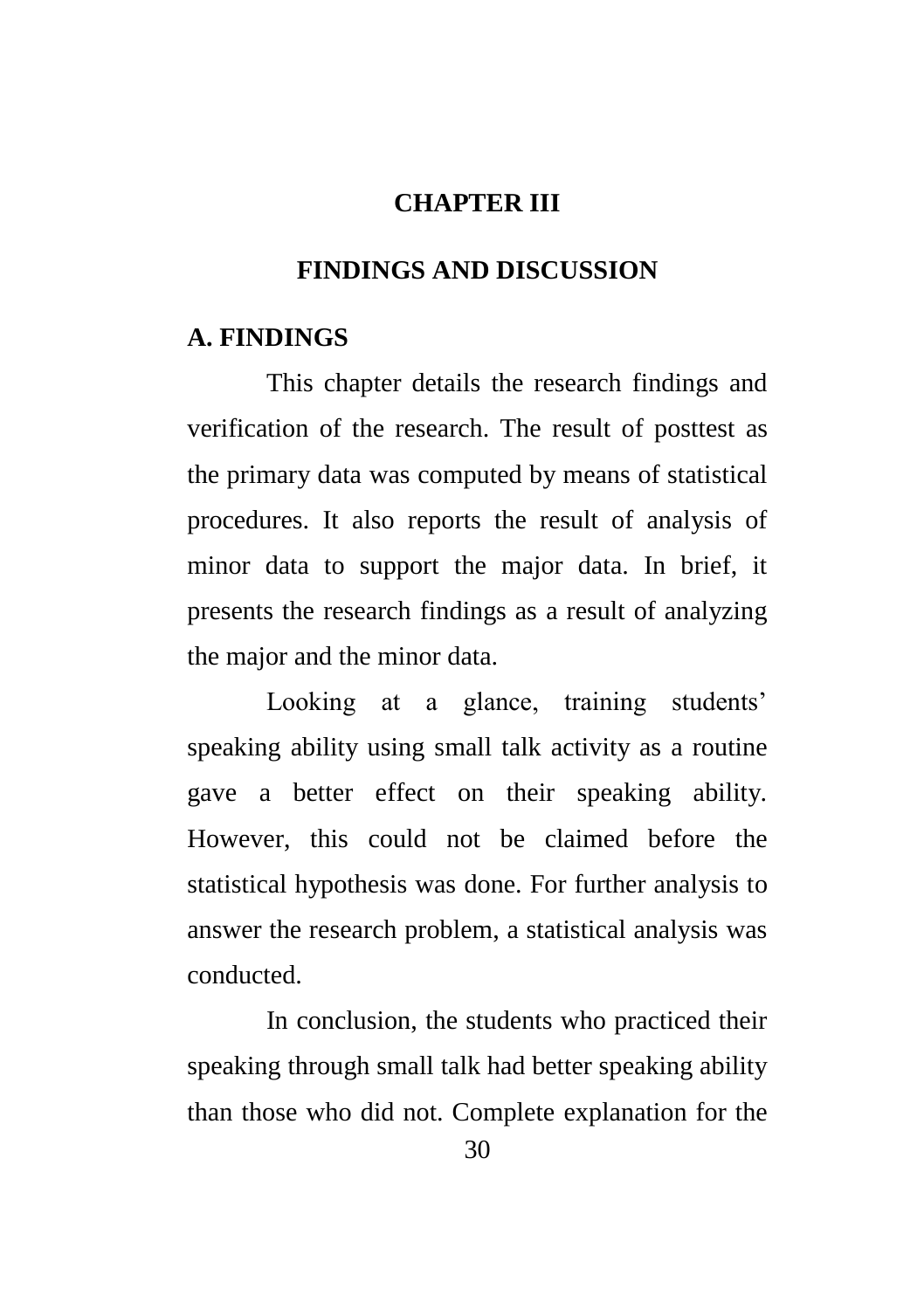# CHAPTER III

# FINDINGS AND DISCUSSION

## A. FINDINGS

This chapter details the research findings and verification of the research. The result of posttest as the primary data was computed by means of statistical procedures. It also reports the result of analysis of minor data to support the major data. In brief, it presents the research findings as a result of analyzing the major and the minor data.

Looking at a glance, training students' speaking ability using small talk activity as a routine gave a better effect on their speaking ability. However, this could not be claimed before the statistical hypothesis was done. For further analysis to answer the research problem, a statistical analysis was conducted.

In conclusion, the students who practiced their speaking through small talk had better speaking ability than those who did not. Complete explanation for the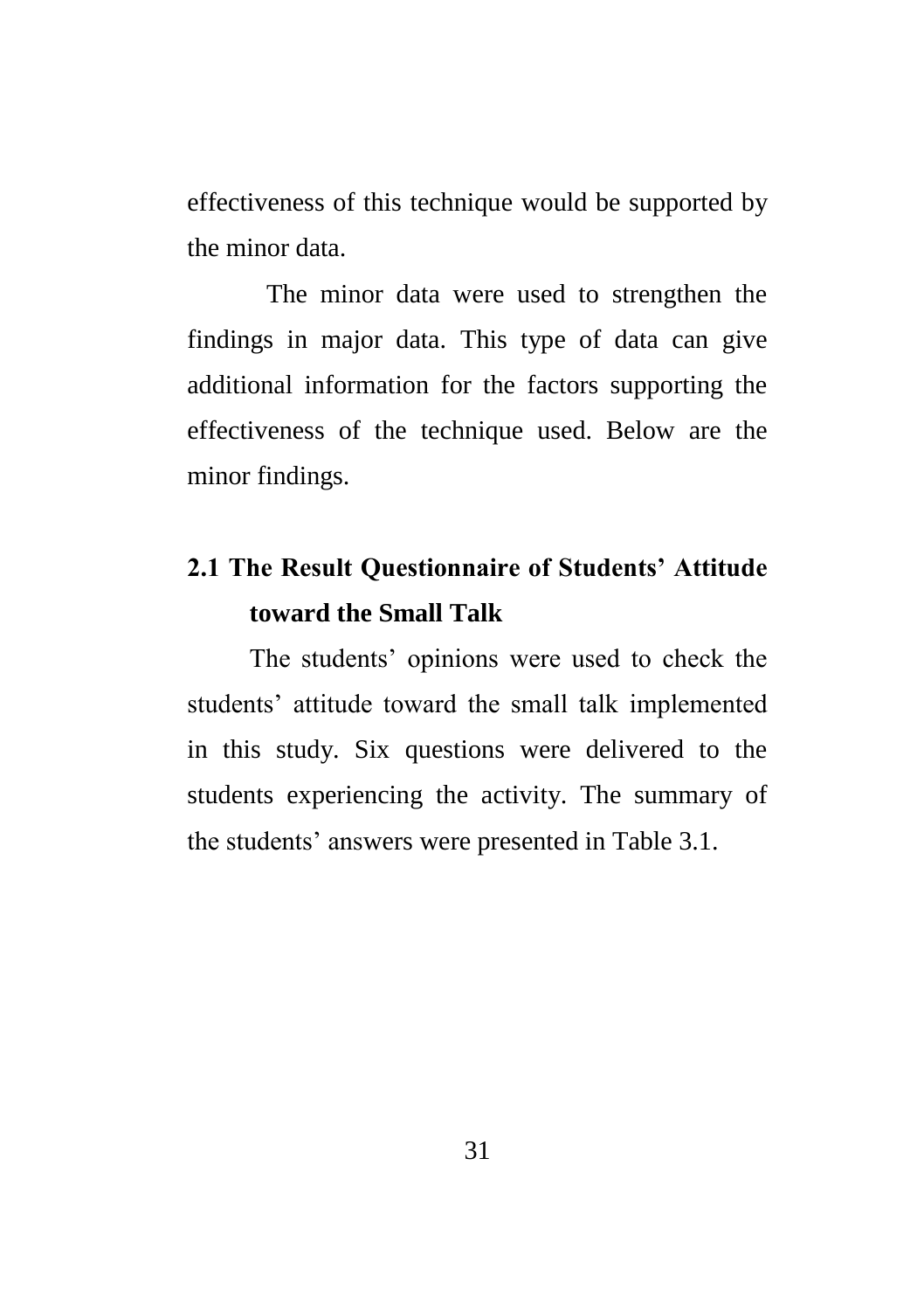effectiveness of this technique would be supported by the minor data.

The minor data were used to strengthen the findings in major data. This type of data can give additional information for the factors supporting the effectiveness of the technique used. Below are the minor findings.

### 2.1 The Result Questionnaire of Students' Attitude toward the Small Talk

The students' opinions were used to check the students' attitude toward the small talk implemented in this study. Six questions were delivered to the students experiencing the activity. The summary of the students' answers were presented in Table 3.1.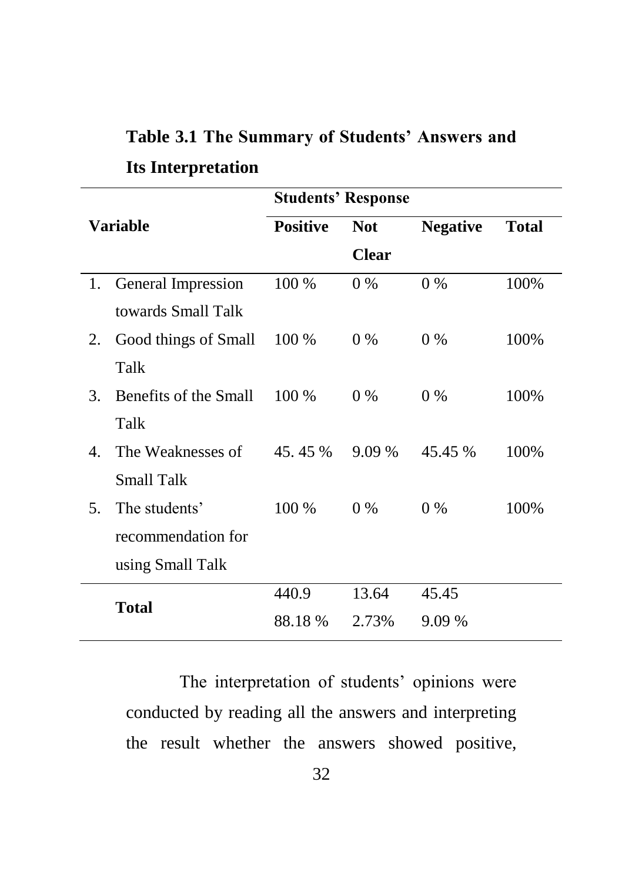**Table 3.1 The Summary of Students' Answers and Its Interpretation**

| Variable | Students' Response | | | |
|---|---|---|---|---|
| | Positive | Not Clear | Negative | Total |
| 1. General Impression towards Small Talk | 100 % | 0 % | 0 % | 100% |
| 2. Good things of Small Talk | 100 % | 0 % | 0 % | 100% |
| 3. Benefits of the Small Talk | 100 % | 0 % | 0 % | 100% |
| 4. The Weaknesses of Small Talk | 45. 45 % | 9.09 % | 45.45 % | 100% |
| 5. The students' recommendation for using Small Talk | 100 % | 0 % | 0 % | 100% |
| **Total** | 440.9<br>88.18 % | 13.64<br>2.73% | 45.45<br>9.09 % | |

The interpretation of students' opinions were conducted by reading all the answers and interpreting the result whether the answers showed positive,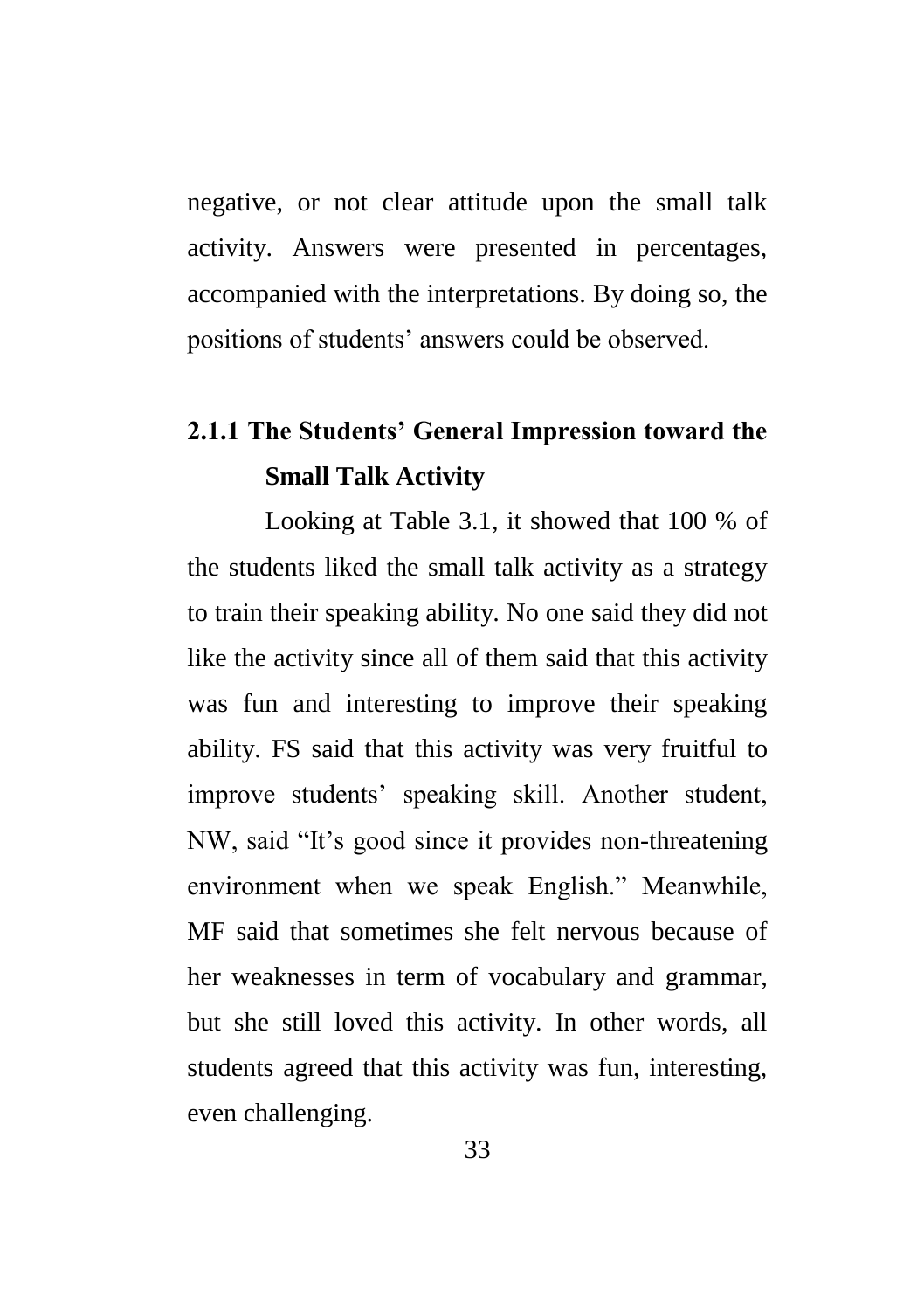negative, or not clear attitude upon the small talk activity. Answers were presented in percentages, accompanied with the interpretations. By doing so, the positions of students' answers could be observed.

### 2.1.1 The Students' General Impression toward the Small Talk Activity

Looking at Table 3.1, it showed that 100 % of the students liked the small talk activity as a strategy to train their speaking ability. No one said they did not like the activity since all of them said that this activity was fun and interesting to improve their speaking ability. FS said that this activity was very fruitful to improve students' speaking skill. Another student, NW, said "It's good since it provides non-threatening environment when we speak English." Meanwhile, MF said that sometimes she felt nervous because of her weaknesses in term of vocabulary and grammar, but she still loved this activity. In other words, all students agreed that this activity was fun, interesting, even challenging.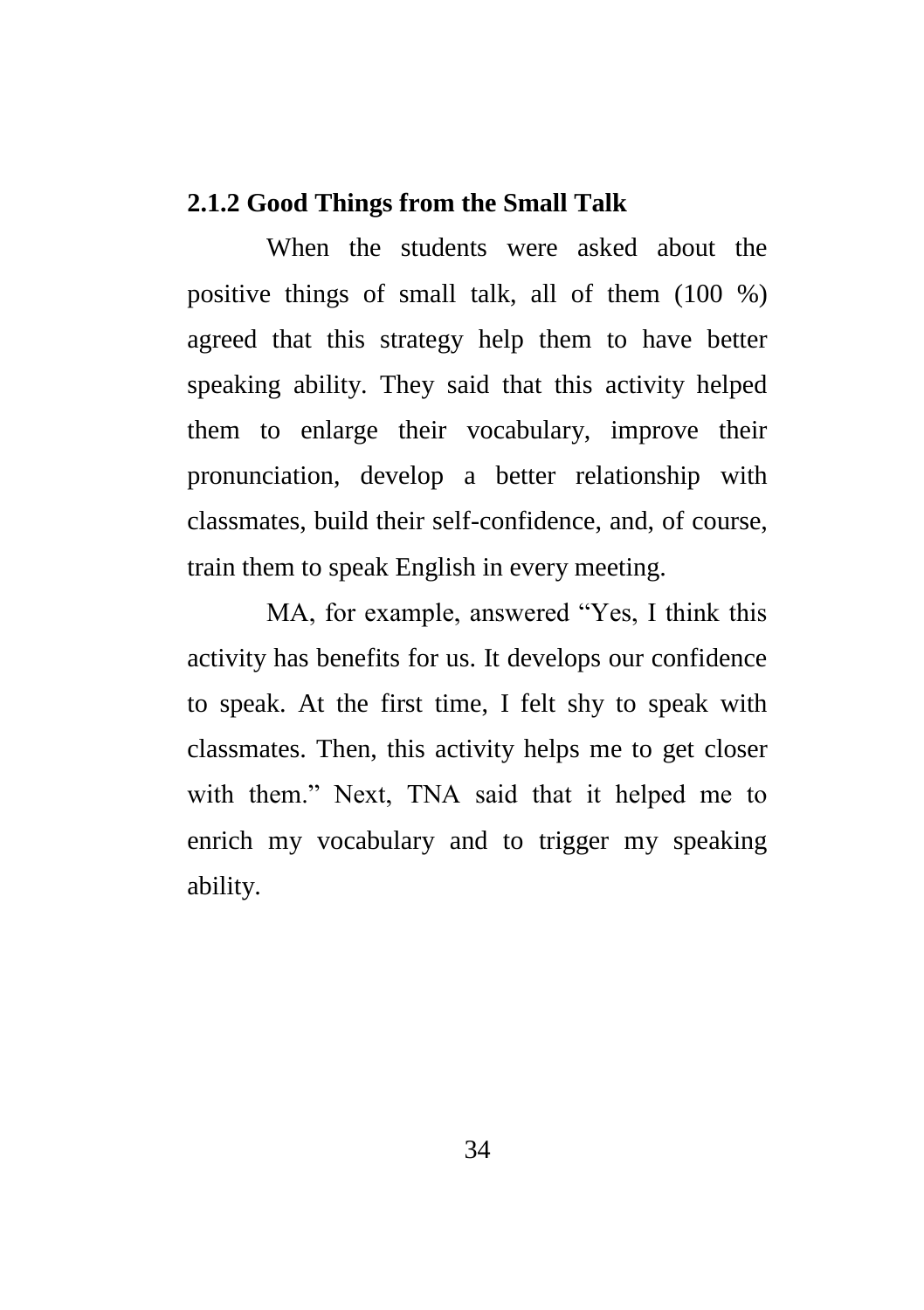### 2.1.2 Good Things from the Small Talk

When the students were asked about the positive things of small talk, all of them (100 %) agreed that this strategy help them to have better speaking ability. They said that this activity helped them to enlarge their vocabulary, improve their pronunciation, develop a better relationship with classmates, build their self-confidence, and, of course, train them to speak English in every meeting.

MA, for example, answered "Yes, I think this activity has benefits for us. It develops our confidence to speak. At the first time, I felt shy to speak with classmates. Then, this activity helps me to get closer with them." Next, TNA said that it helped me to enrich my vocabulary and to trigger my speaking ability.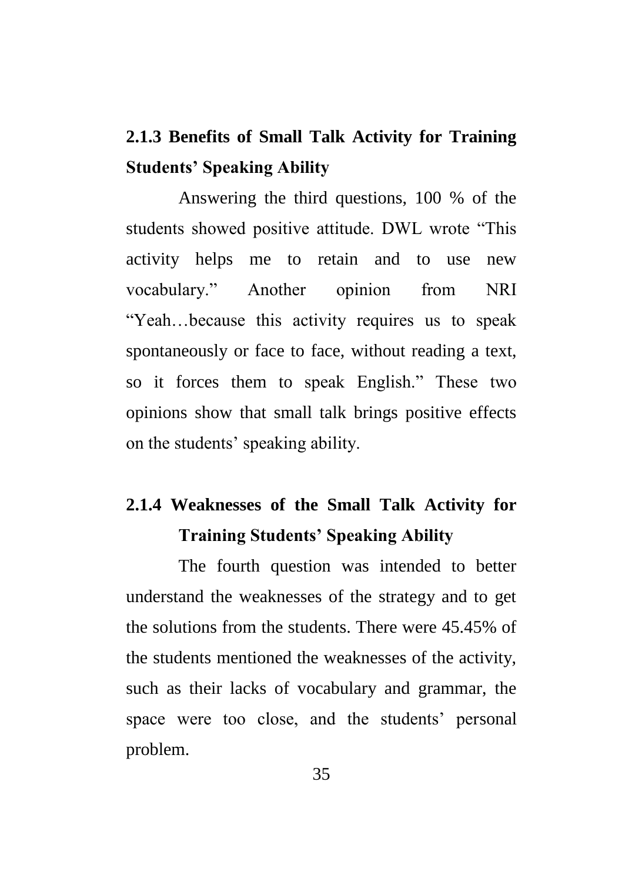### 2.1.3 Benefits of Small Talk Activity for Training Students' Speaking Ability

Answering the third questions, 100 % of the students showed positive attitude. DWL wrote "This activity helps me to retain and to use new vocabulary." Another opinion from NRI "Yeah…because this activity requires us to speak spontaneously or face to face, without reading a text, so it forces them to speak English." These two opinions show that small talk brings positive effects on the students' speaking ability.

### 2.1.4 Weaknesses of the Small Talk Activity for Training Students' Speaking Ability

The fourth question was intended to better understand the weaknesses of the strategy and to get the solutions from the students. There were 45.45% of the students mentioned the weaknesses of the activity, such as their lacks of vocabulary and grammar, the space were too close, and the students' personal problem.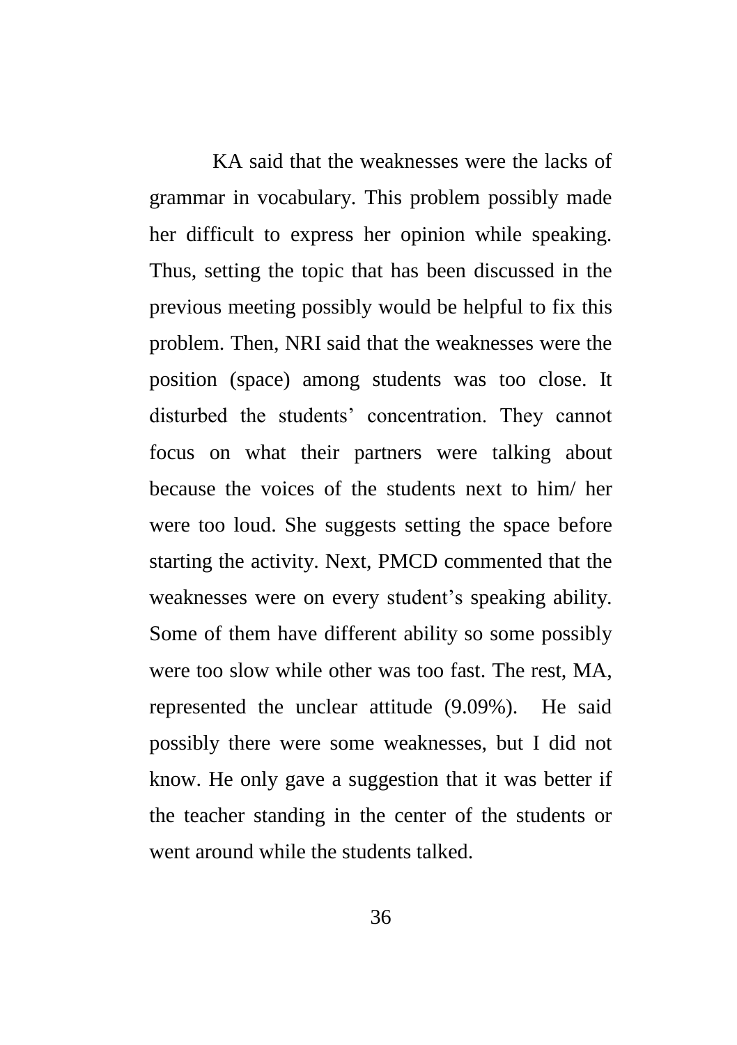KA said that the weaknesses were the lacks of grammar in vocabulary. This problem possibly made her difficult to express her opinion while speaking. Thus, setting the topic that has been discussed in the previous meeting possibly would be helpful to fix this problem. Then, NRI said that the weaknesses were the position (space) among students was too close. It disturbed the students' concentration. They cannot focus on what their partners were talking about because the voices of the students next to him/ her were too loud. She suggests setting the space before starting the activity. Next, PMCD commented that the weaknesses were on every student's speaking ability. Some of them have different ability so some possibly were too slow while other was too fast. The rest, MA, represented the unclear attitude (9.09%). He said possibly there were some weaknesses, but I did not know. He only gave a suggestion that it was better if the teacher standing in the center of the students or went around while the students talked.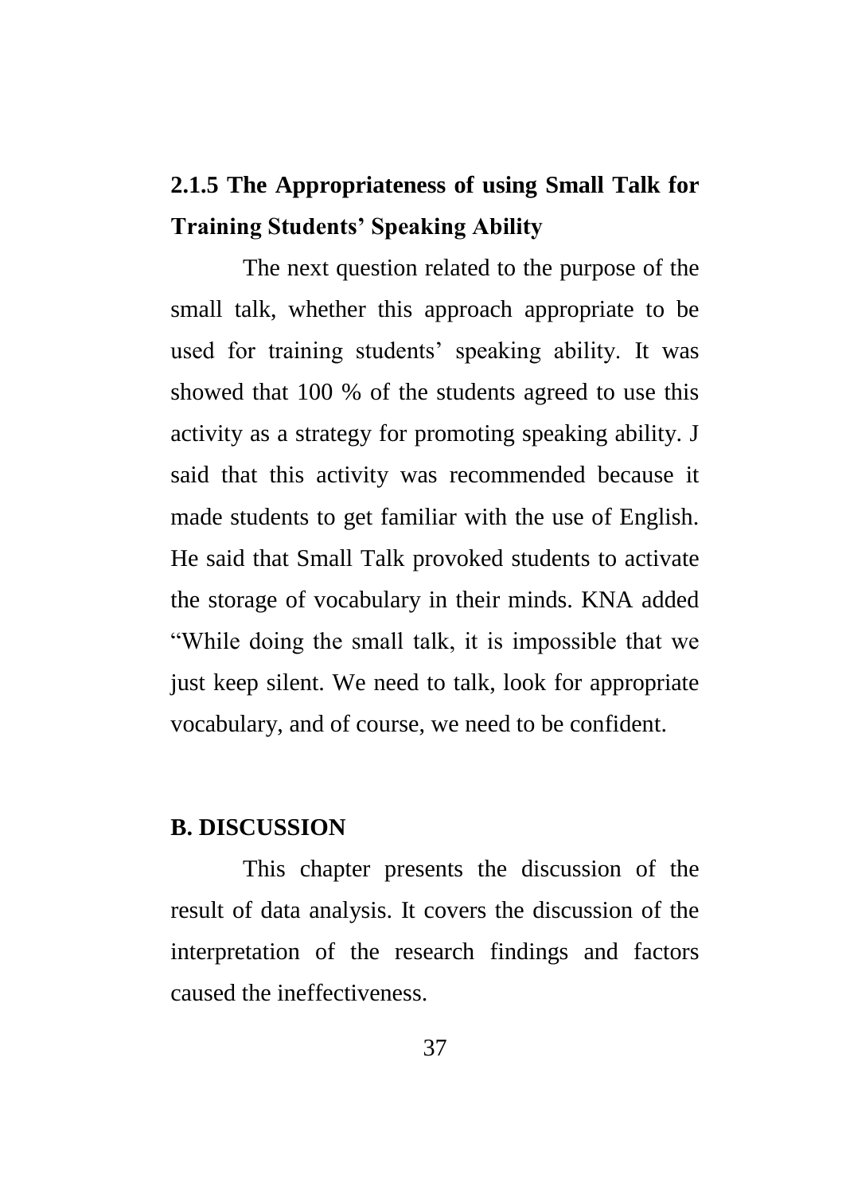### 2.1.5 The Appropriateness of using Small Talk for Training Students' Speaking Ability

The next question related to the purpose of the small talk, whether this approach appropriate to be used for training students' speaking ability. It was showed that 100 % of the students agreed to use this activity as a strategy for promoting speaking ability. J said that this activity was recommended because it made students to get familiar with the use of English. He said that Small Talk provoked students to activate the storage of vocabulary in their minds. KNA added "While doing the small talk, it is impossible that we just keep silent. We need to talk, look for appropriate vocabulary, and of course, we need to be confident.

## B. DISCUSSION

This chapter presents the discussion of the result of data analysis. It covers the discussion of the interpretation of the research findings and factors caused the ineffectiveness.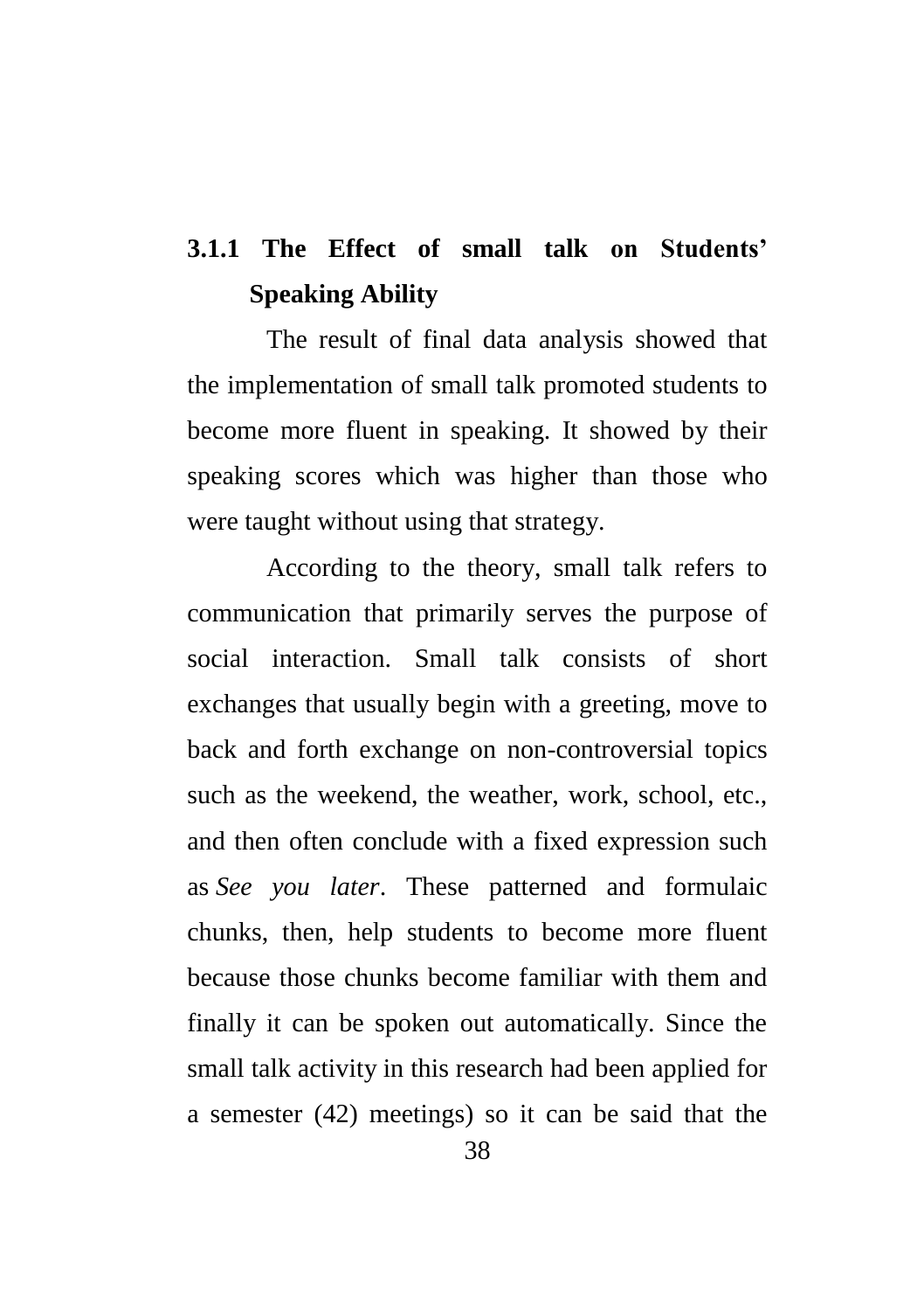### 3.1.1 The Effect of small talk on Students' Speaking Ability

The result of final data analysis showed that the implementation of small talk promoted students to become more fluent in speaking. It showed by their speaking scores which was higher than those who were taught without using that strategy.

According to the theory, small talk refers to communication that primarily serves the purpose of social interaction. Small talk consists of short exchanges that usually begin with a greeting, move to back and forth exchange on non-controversial topics such as the weekend, the weather, work, school, etc., and then often conclude with a fixed expression such as *See you later*. These patterned and formulaic chunks, then, help students to become more fluent because those chunks become familiar with them and finally it can be spoken out automatically. Since the small talk activity in this research had been applied for a semester (42) meetings) so it can be said that the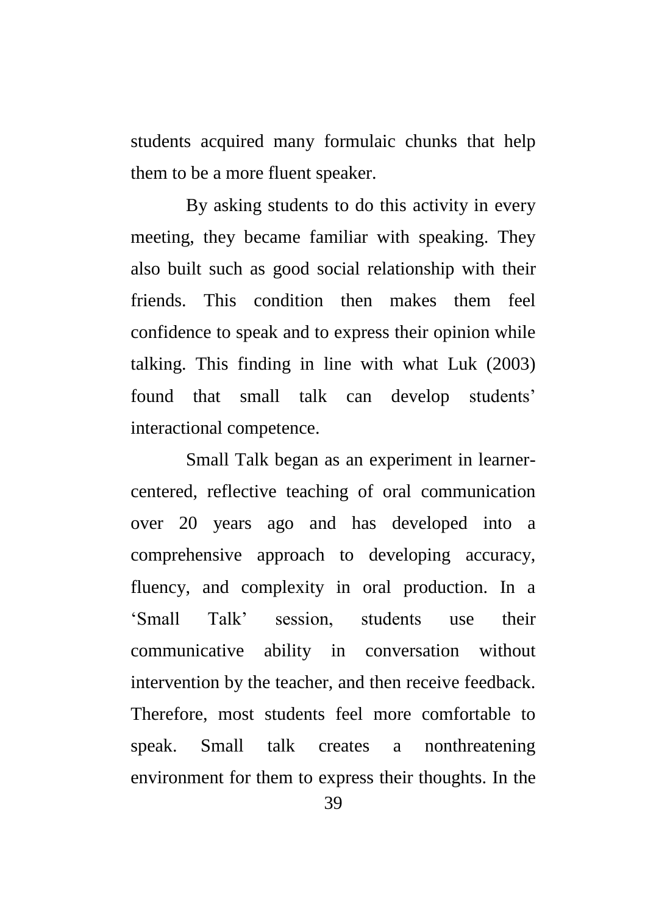students acquired many formulaic chunks that help them to be a more fluent speaker.

By asking students to do this activity in every meeting, they became familiar with speaking. They also built such as good social relationship with their friends. This condition then makes them feel confidence to speak and to express their opinion while talking. This finding in line with what Luk (2003) found that small talk can develop students' interactional competence.

Small Talk began as an experiment in learner-centered, reflective teaching of oral communication over 20 years ago and has developed into a comprehensive approach to developing accuracy, fluency, and complexity in oral production. In a 'Small Talk' session, students use their communicative ability in conversation without intervention by the teacher, and then receive feedback. Therefore, most students feel more comfortable to speak. Small talk creates a nonthreatening environment for them to express their thoughts. In the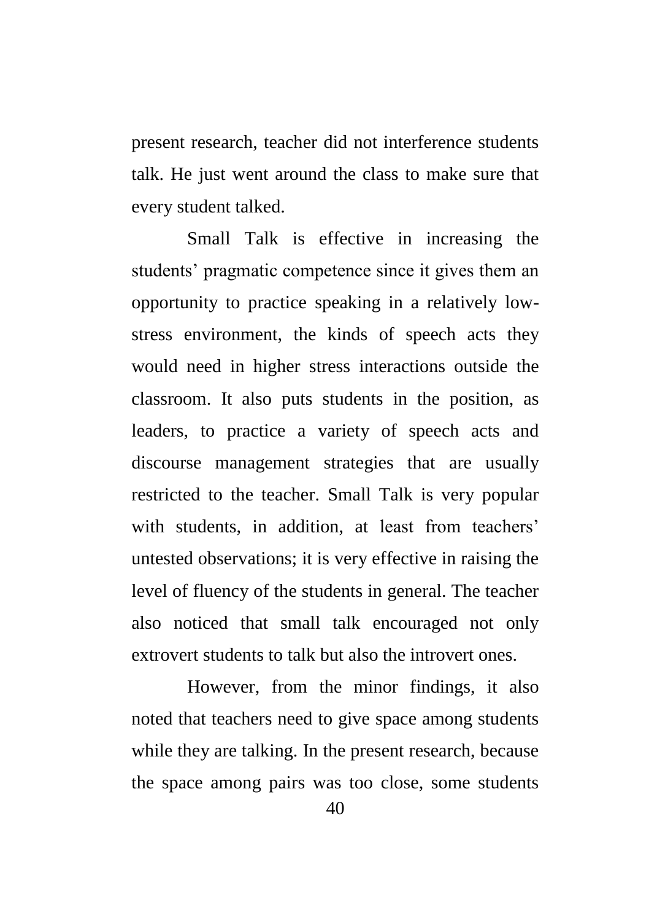present research, teacher did not interference students talk. He just went around the class to make sure that every student talked.

Small Talk is effective in increasing the students' pragmatic competence since it gives them an opportunity to practice speaking in a relatively low-stress environment, the kinds of speech acts they would need in higher stress interactions outside the classroom. It also puts students in the position, as leaders, to practice a variety of speech acts and discourse management strategies that are usually restricted to the teacher. Small Talk is very popular with students, in addition, at least from teachers' untested observations; it is very effective in raising the level of fluency of the students in general. The teacher also noticed that small talk encouraged not only extrovert students to talk but also the introvert ones.

However, from the minor findings, it also noted that teachers need to give space among students while they are talking. In the present research, because the space among pairs was too close, some students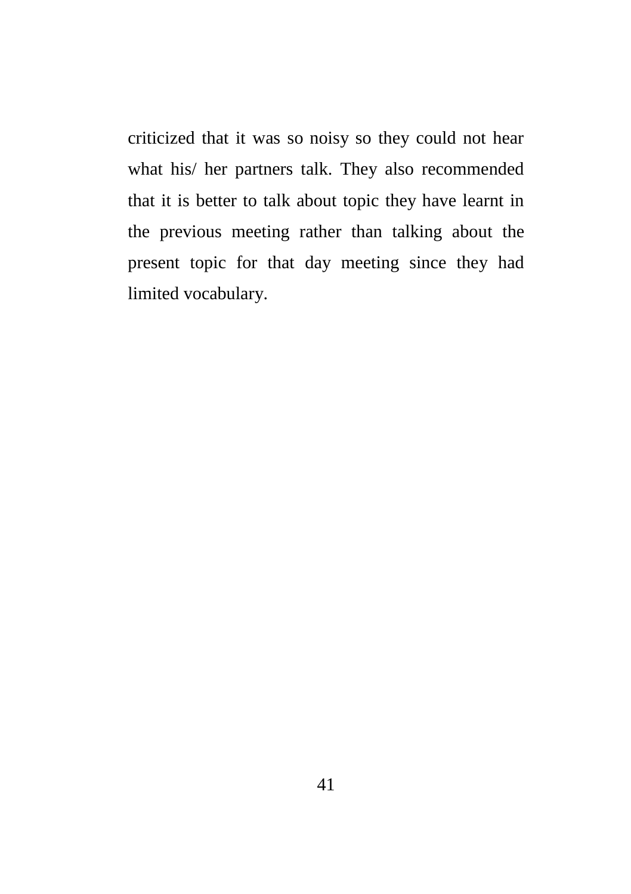criticized that it was so noisy so they could not hear what his/ her partners talk. They also recommended that it is better to talk about topic they have learnt in the previous meeting rather than talking about the present topic for that day meeting since they had limited vocabulary.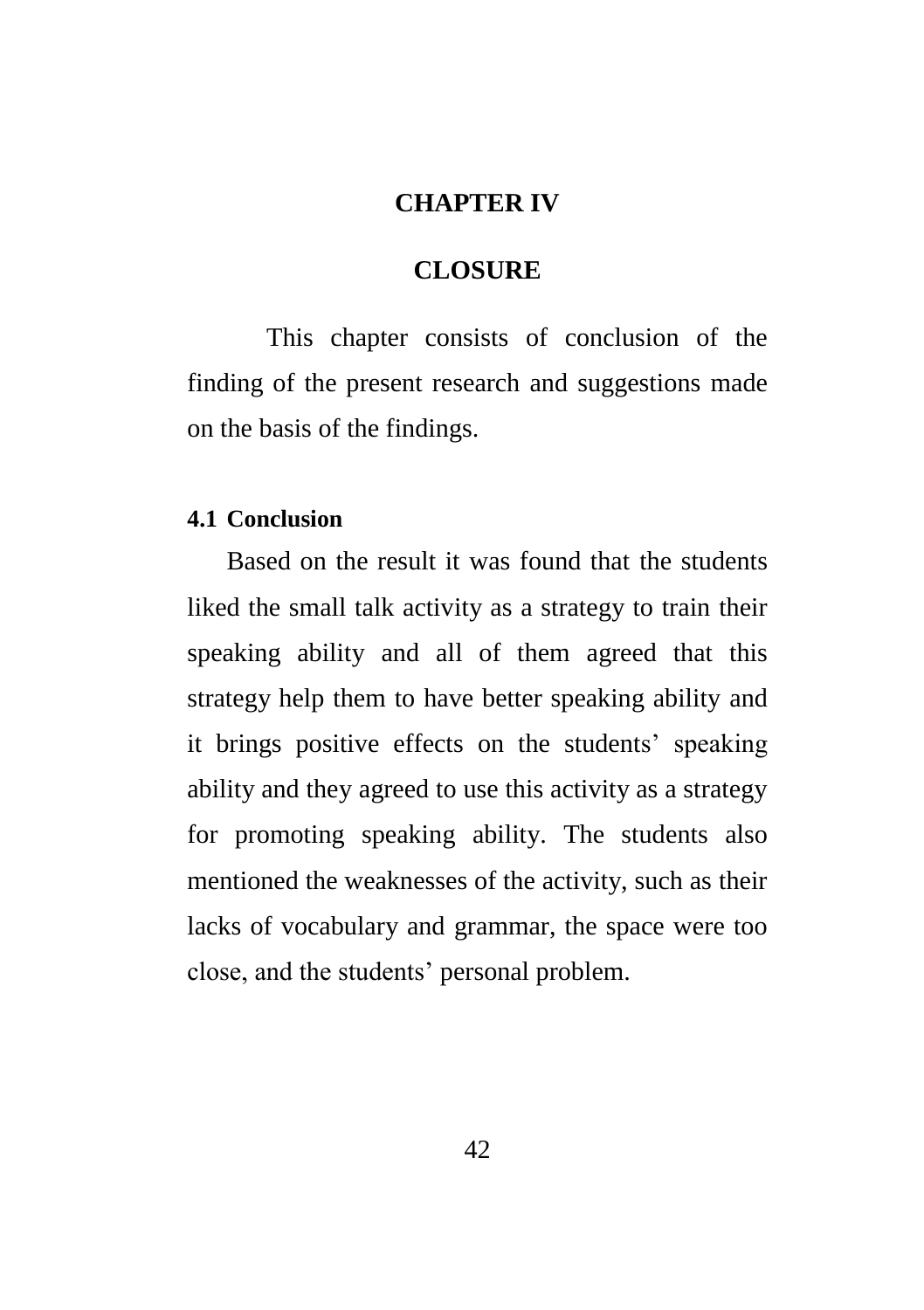# CHAPTER IV

# CLOSURE

This chapter consists of conclusion of the finding of the present research and suggestions made on the basis of the findings.

## 4.1 Conclusion

Based on the result it was found that the students liked the small talk activity as a strategy to train their speaking ability and all of them agreed that this strategy help them to have better speaking ability and it brings positive effects on the students' speaking ability and they agreed to use this activity as a strategy for promoting speaking ability. The students also mentioned the weaknesses of the activity, such as their lacks of vocabulary and grammar, the space were too close, and the students' personal problem.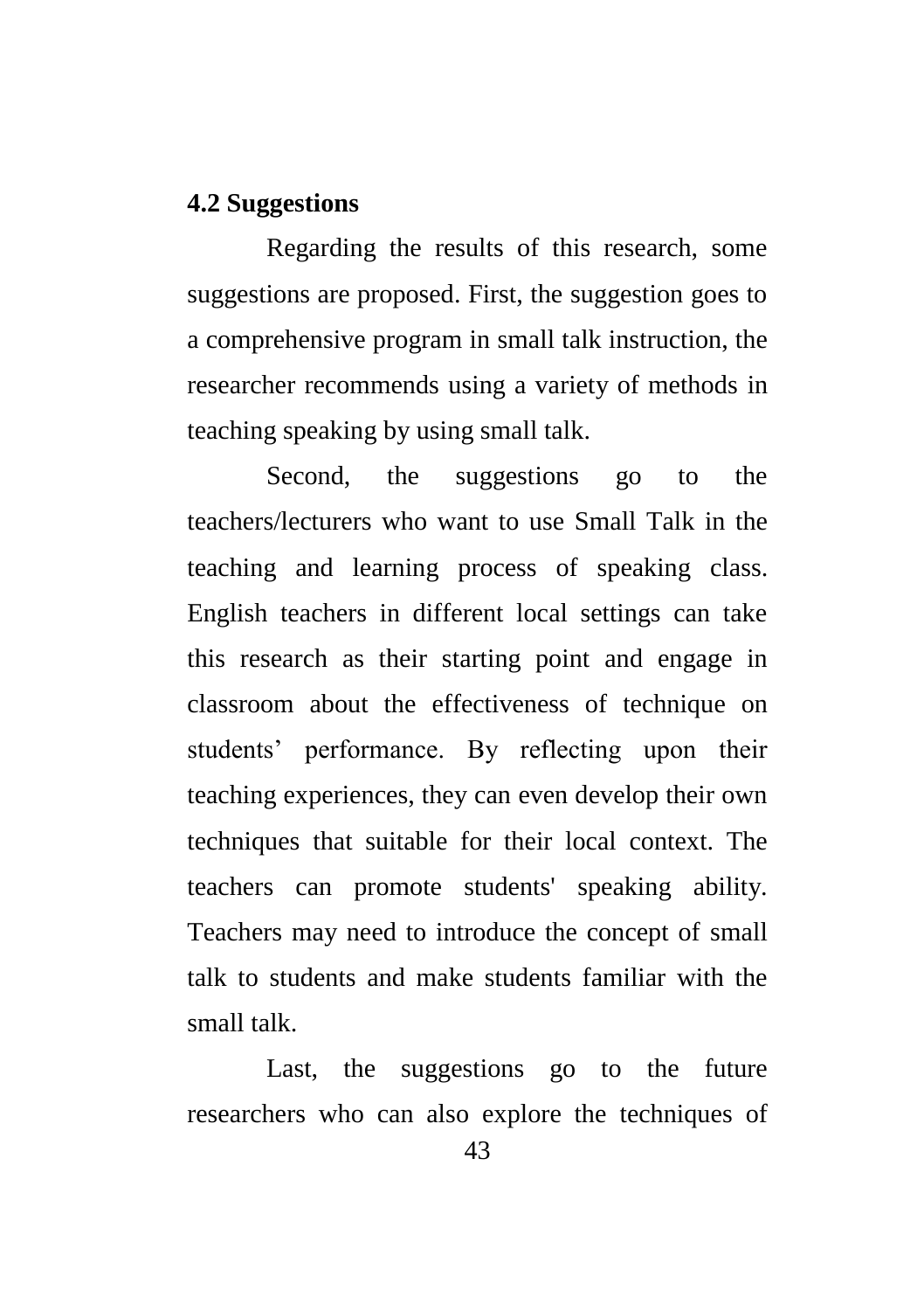## 4.2 Suggestions

Regarding the results of this research, some suggestions are proposed. First, the suggestion goes to a comprehensive program in small talk instruction, the researcher recommends using a variety of methods in teaching speaking by using small talk.

Second, the suggestions go to the teachers/lecturers who want to use Small Talk in the teaching and learning process of speaking class. English teachers in different local settings can take this research as their starting point and engage in classroom about the effectiveness of technique on students' performance. By reflecting upon their teaching experiences, they can even develop their own techniques that suitable for their local context. The teachers can promote students' speaking ability. Teachers may need to introduce the concept of small talk to students and make students familiar with the small talk.

Last, the suggestions go to the future researchers who can also explore the techniques of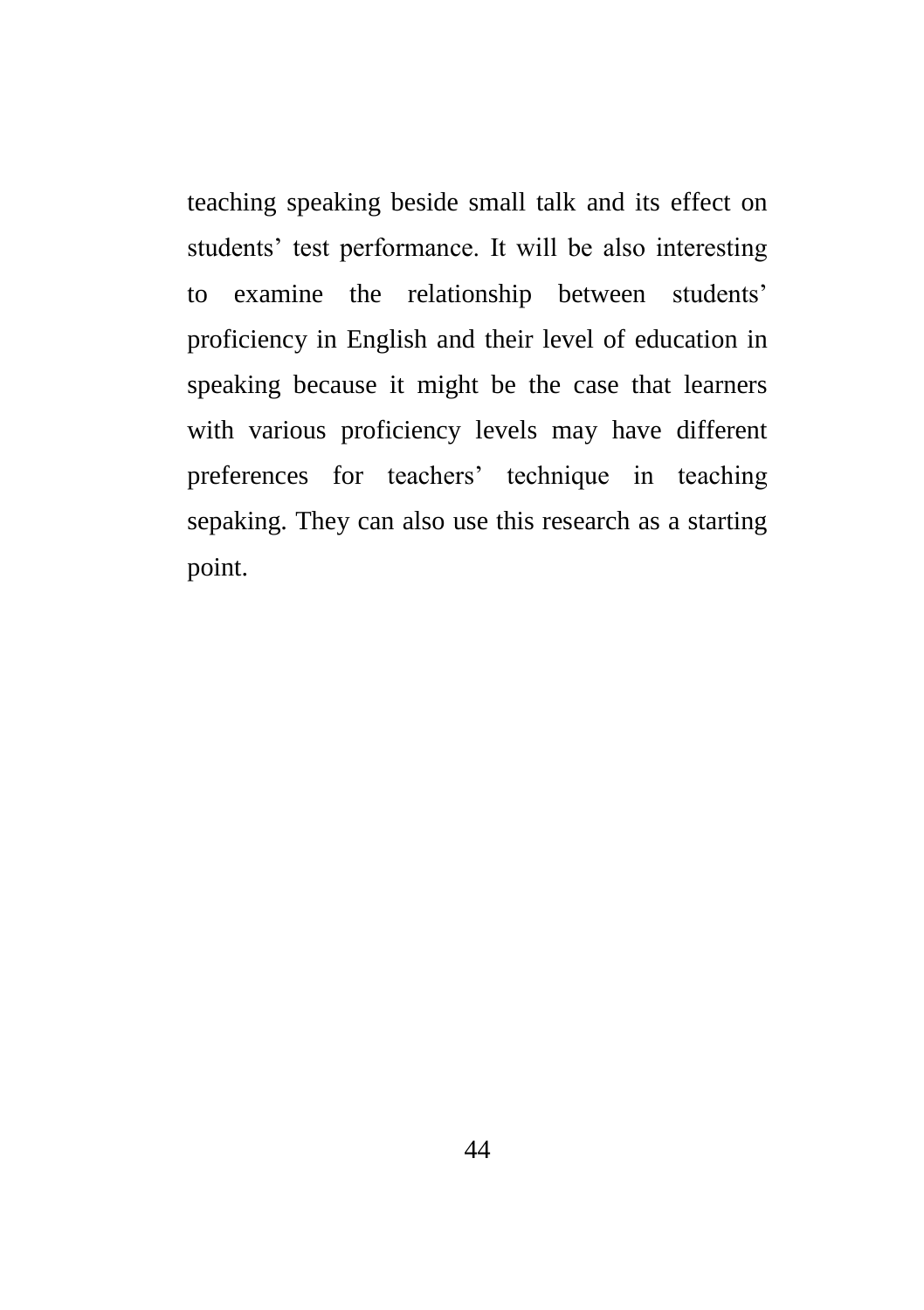teaching speaking beside small talk and its effect on students' test performance. It will be also interesting to examine the relationship between students' proficiency in English and their level of education in speaking because it might be the case that learners with various proficiency levels may have different preferences for teachers' technique in teaching sepaking. They can also use this research as a starting point.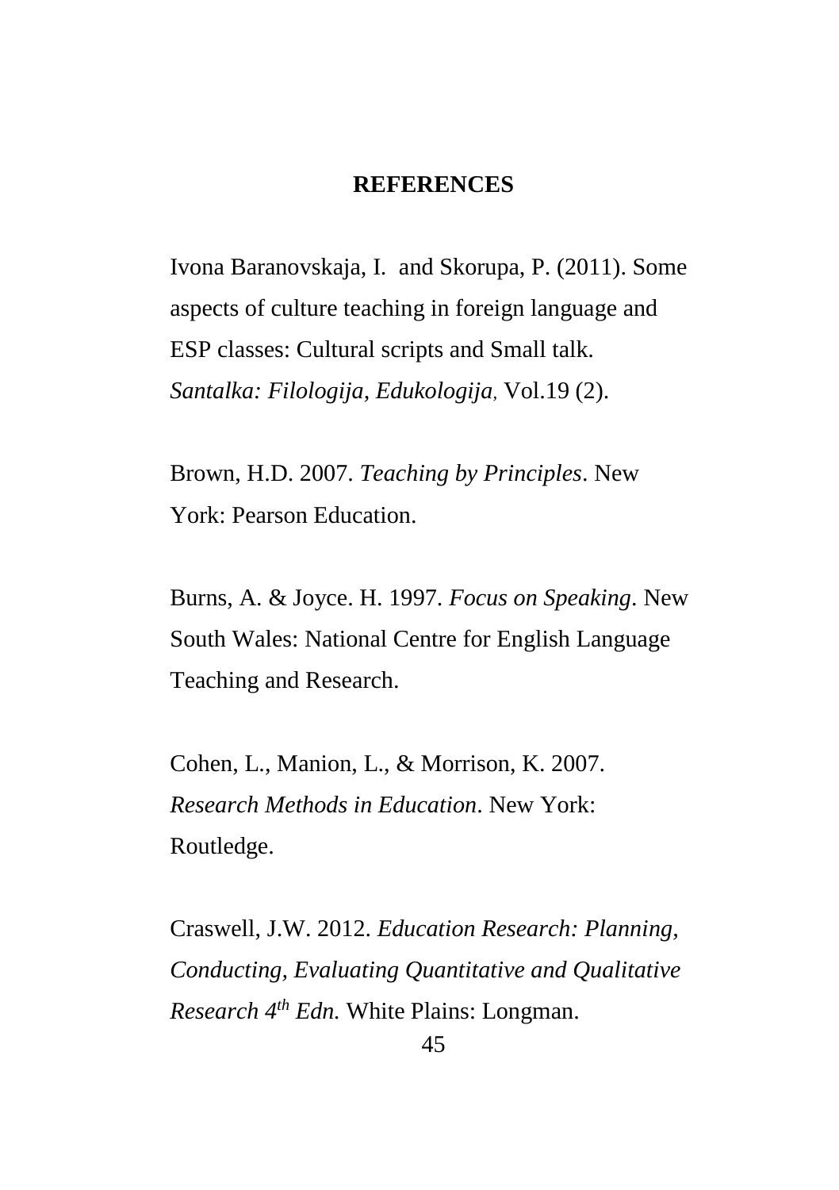## REFERENCES

Ivona Baranovskaja, I.  and Skorupa, P. (2011). Some aspects of culture teaching in foreign language and ESP classes: Cultural scripts and Small talk. *Santalka: Filologija, Edukologija*, Vol.19 (2).

Brown, H.D. 2007. *Teaching by Principles*. New York: Pearson Education.

Burns, A. & Joyce. H. 1997. *Focus on Speaking*. New South Wales: National Centre for English Language Teaching and Research.

Cohen, L., Manion, L., & Morrison, K. 2007. *Research Methods in Education*. New York: Routledge.

Craswell, J.W. 2012. *Education Research: Planning, Conducting, Evaluating Quantitative and Qualitative Research 4th Edn.* White Plains: Longman.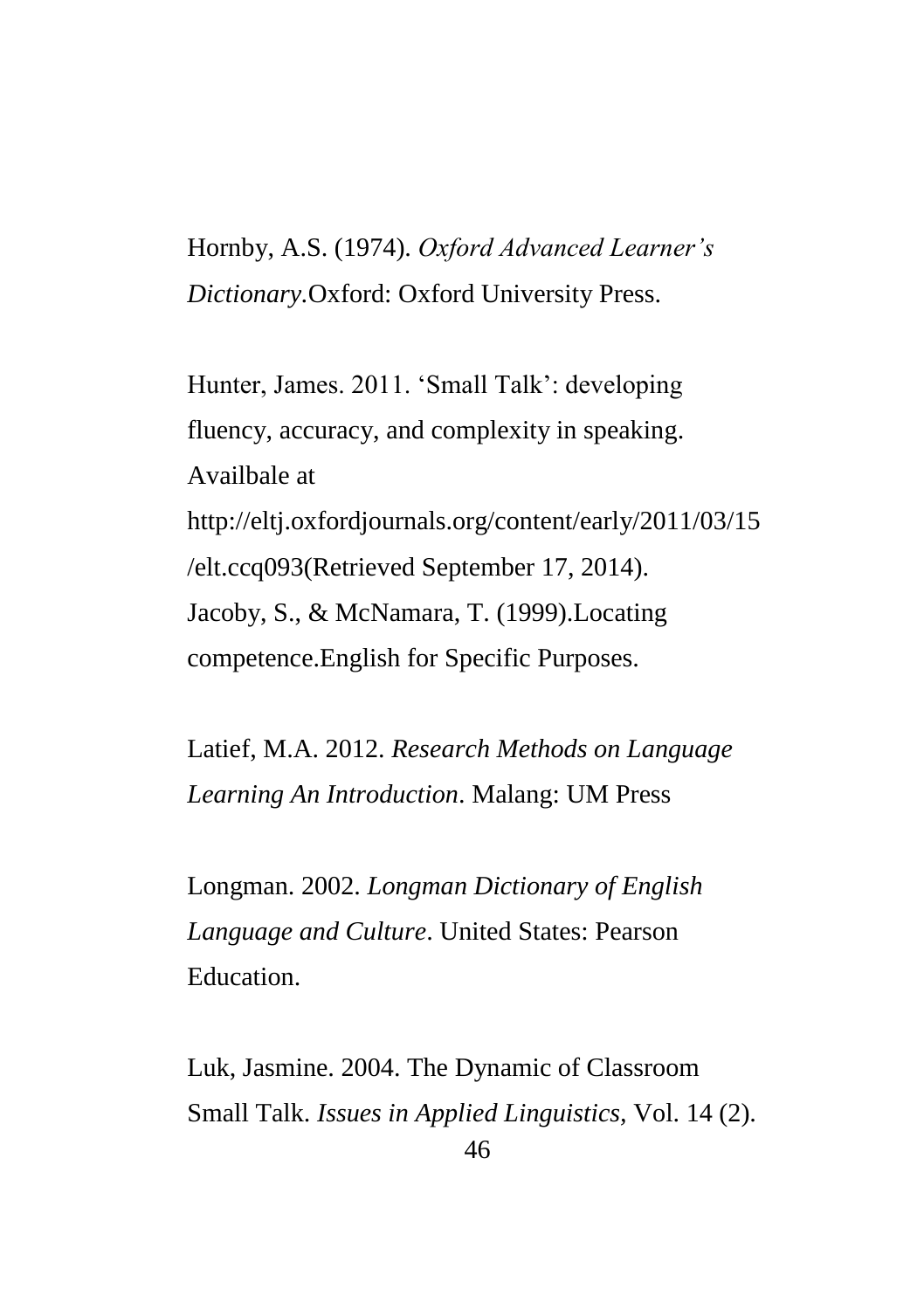Hornby, A.S. (1974). *Oxford Advanced Learner's Dictionary*.Oxford: Oxford University Press.

Hunter, James. 2011. 'Small Talk': developing fluency, accuracy, and complexity in speaking. Availbale at http://eltj.oxfordjournals.org/content/early/2011/03/15/elt.ccq093(Retrieved September 17, 2014).
Jacoby, S., & McNamara, T. (1999).Locating competence.English for Specific Purposes.

Latief, M.A. 2012. *Research Methods on Language Learning An Introduction*. Malang: UM Press

Longman. 2002. *Longman Dictionary of English Language and Culture*. United States: Pearson Education.

Luk, Jasmine. 2004. The Dynamic of Classroom Small Talk. *Issues in Applied Linguistics*, Vol. 14 (2).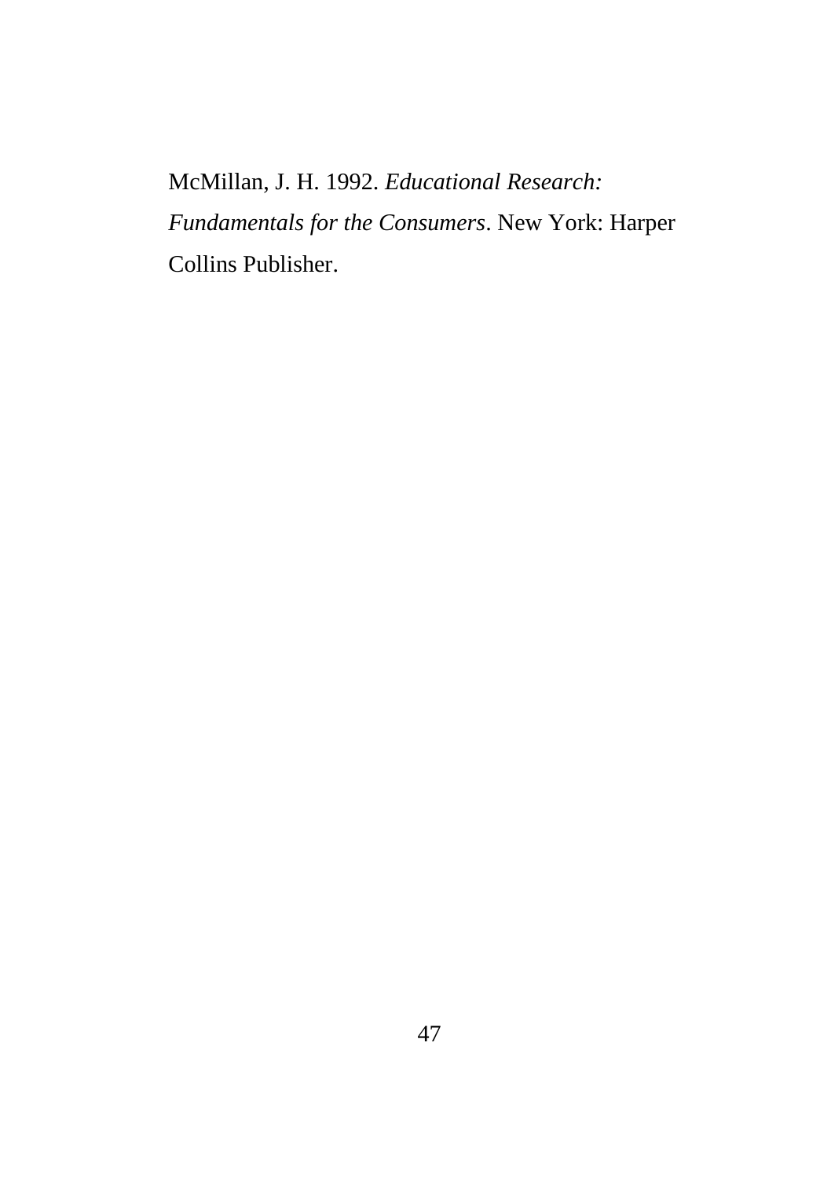McMillan, J. H. 1992. *Educational Research: Fundamentals for the Consumers*. New York: Harper Collins Publisher.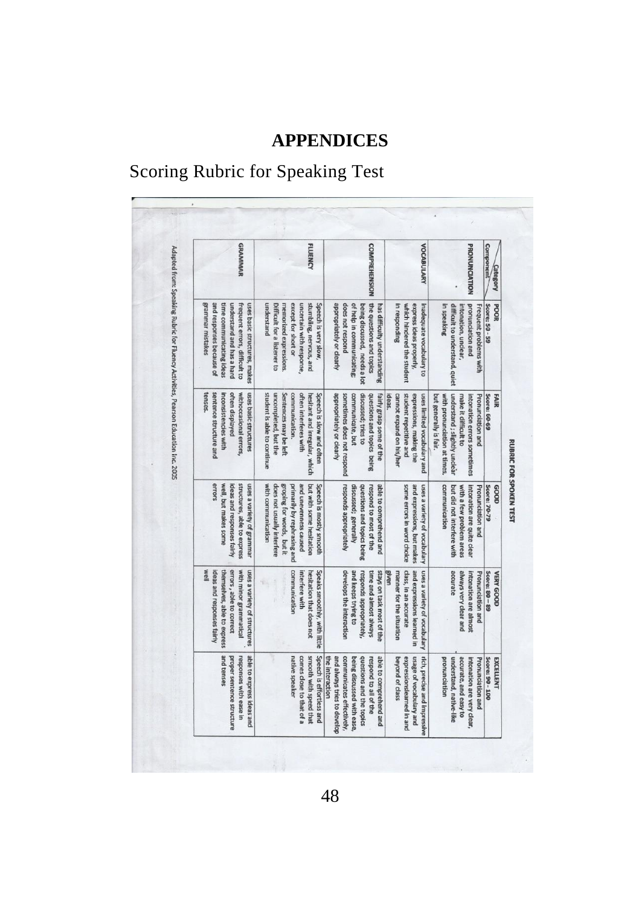# APPENDICES

## Scoring Rubric for Speaking Test

**RUBRIC FOR SPOKEN TEST**

| Category / Component | POOR Score: 50 – 59 | FAIR Score: 60-69 | GOOD Score: 70-79 | VERY GOOD Score: 80 – 89 | EXCELLENT Score: 90 - 100 |
|---|---|---|---|---|---|
| PRONUNCIATION | Frequent problems with pronunciation and intonation, unclear, difficult to understand, quiet in speaking | Pronunciation and intonation errors sometimes make it difficult to understand ; slightly unclear with pronunciation at times, but generally is fair. | Pronunciation and intonation are quite clear with a few problem areas but did not interfere with communication | Pronunciation and intonation are almost always very clear and accurate | Pronunciation and intonation are very clear, accurate, and easy to understand, native-like pronunciation |
| VOCABULARY | Inadequate vocabulary to express ideas properly, which hindered the student in responding | uses limited vocabulary and expressions, making the student repetitive and cannot expand on his/her ideas. | uses a variety of vocabulary and expressions, but makes some errors in word choice | uses a variety of vocabulary and expressions learned in class, in an accurate manner for the situation given | rich, precise and impressive usage of vocabulary and expressionslearned in and beyond of class |
| COMPREHENSION | has difficulty understanding the questions and topics being discussed, needs a lot of help in communicating; does not respond appropriately or clearly | fairly grasp some of the questions and topics being discussed; tries to communicate, but sometimes does not respond appropriately or clearly | able to comprehend and respond to most of the questions and topics being discussed; generally responds appropriately | stays on task most of the time and almost always responds appropriately, and keeps trying to develops the interaction | able to comprehend and respond to all of the questions and the topics being discussed with ease, communicates effectively, and always tries to develop the interaction |
| FLUENCY | Speech is very slow, stumbling, nervous, and uncertain with response, except for short or memorized expressions. Difficult for a listener to understand | Speech is slow and often hesitant and irregular, which often interferes with communication. Sentences may be left uncompleted, but the student is able to continue | Speech is mostly smooth but with some hesitation and unevenness caused primarily by rephrasing and groping for words, but it does not usually interfere with communication | Speaks smoothly, with little hesitation that does not interfere with communication | Speech is effortless and smooth with speed that comes close to that of a native speaker |
| GRAMMAR | uses basic structures, makes frequent errors, difficult to understand and has a hard time communicating ideas and responses because of grammar mistakes | uses basic structures withoccasional errors, often displayed inconsistencies with sentence structure and tenses. | uses a variety of grammar structures, able to express ideas and responses fairly well, but makes some errors | uses a variety of structures with minor grammatical errors , able to correct themselves, able to express ideas and responses fairly well | able to express ideas and responses with ease in proper sentence structure and tenses |

Adapted from: Speaking Rubric for Fluency Activities, Pearson Education Inc. 2005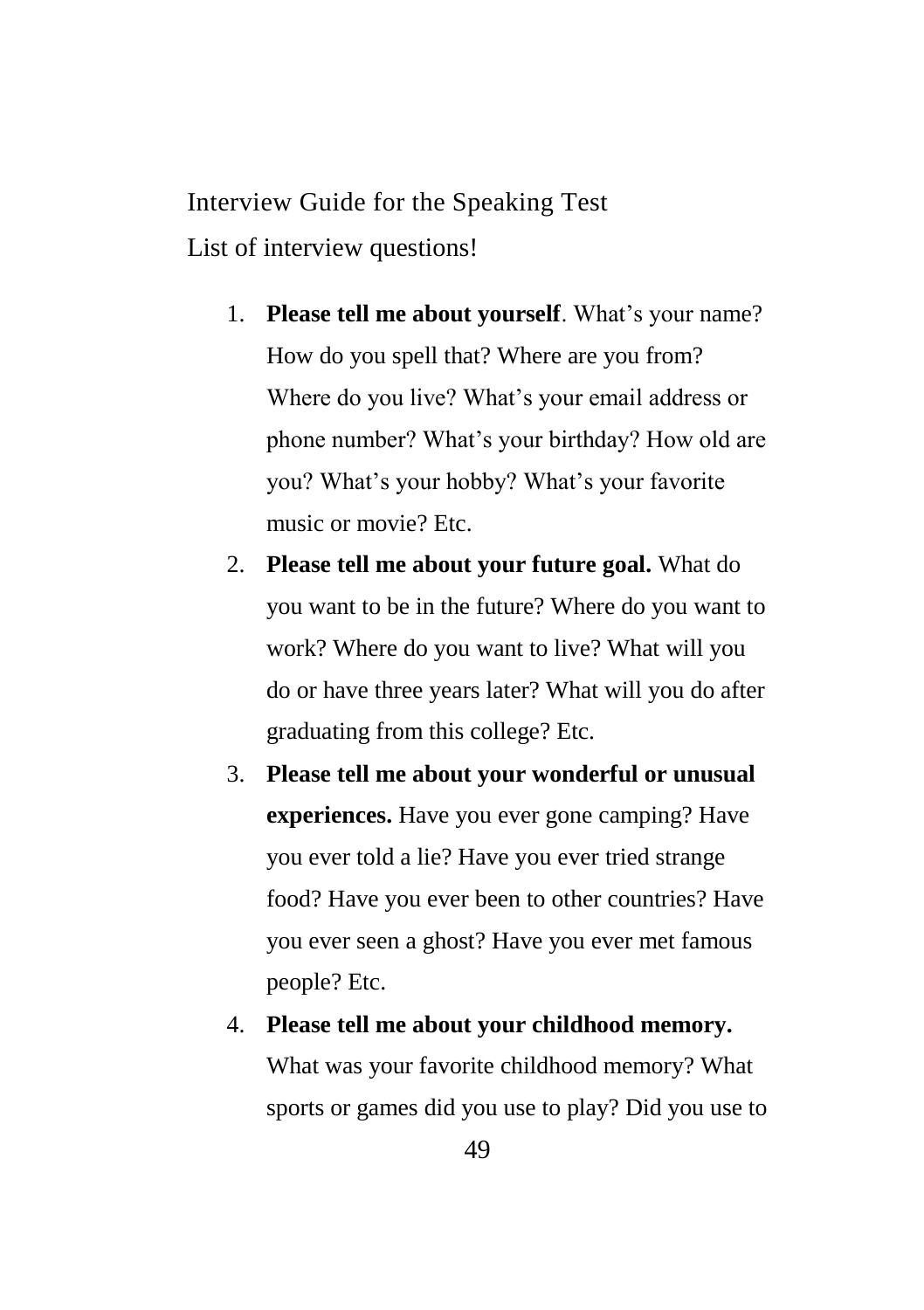## Interview Guide for the Speaking Test

List of interview questions!

1. **Please tell me about yourself**. What's your name? How do you spell that? Where are you from? Where do you live? What's your email address or phone number? What's your birthday? How old are you? What's your hobby? What's your favorite music or movie? Etc.
2. **Please tell me about your future goal.** What do you want to be in the future? Where do you want to work? Where do you want to live? What will you do or have three years later? What will you do after graduating from this college? Etc.
3. **Please tell me about your wonderful or unusual experiences.** Have you ever gone camping? Have you ever told a lie? Have you ever tried strange food? Have you ever been to other countries? Have you ever seen a ghost? Have you ever met famous people? Etc.
4. **Please tell me about your childhood memory.** What was your favorite childhood memory? What sports or games did you use to play? Did you use to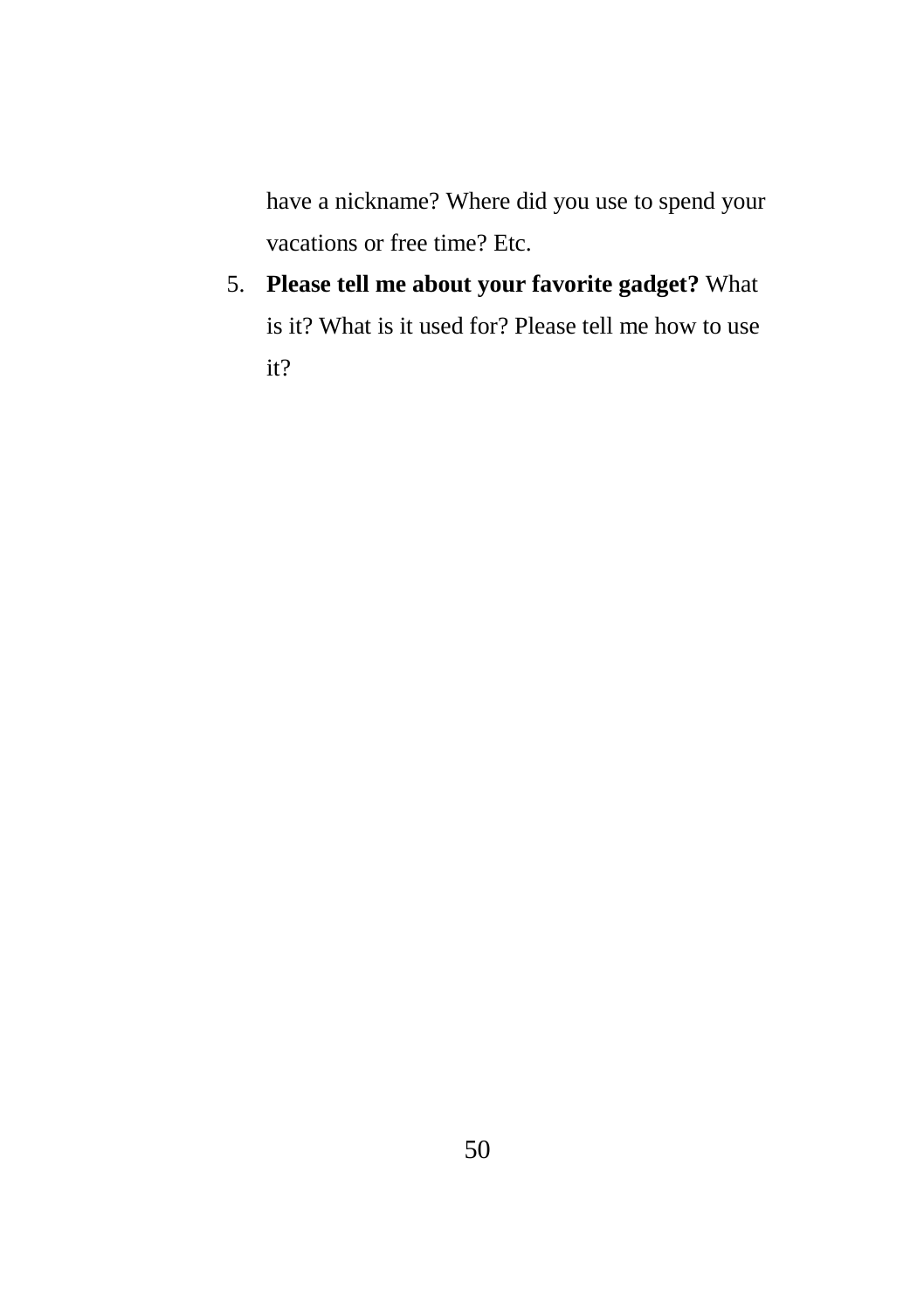have a nickname? Where did you use to spend your vacations or free time? Etc.

5. **Please tell me about your favorite gadget?** What is it? What is it used for? Please tell me how to use it?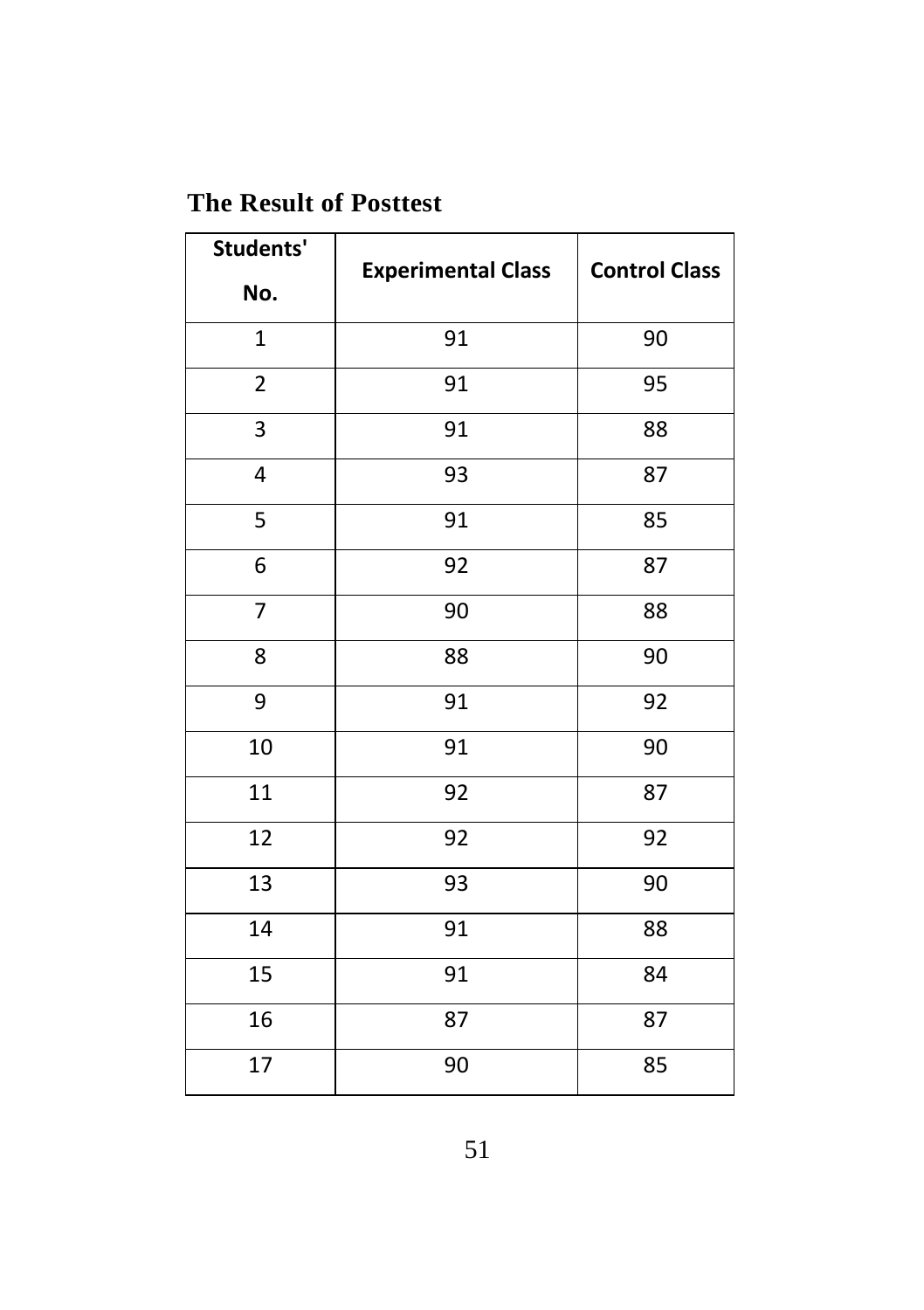**The Result of Posttest**

| Students' No. | Experimental Class | Control Class |
|---|---|---|
| 1 | 91 | 90 |
| 2 | 91 | 95 |
| 3 | 91 | 88 |
| 4 | 93 | 87 |
| 5 | 91 | 85 |
| 6 | 92 | 87 |
| 7 | 90 | 88 |
| 8 | 88 | 90 |
| 9 | 91 | 92 |
| 10 | 91 | 90 |
| 11 | 92 | 87 |
| 12 | 92 | 92 |
| 13 | 93 | 90 |
| 14 | 91 | 88 |
| 15 | 91 | 84 |
| 16 | 87 | 87 |
| 17 | 90 | 85 |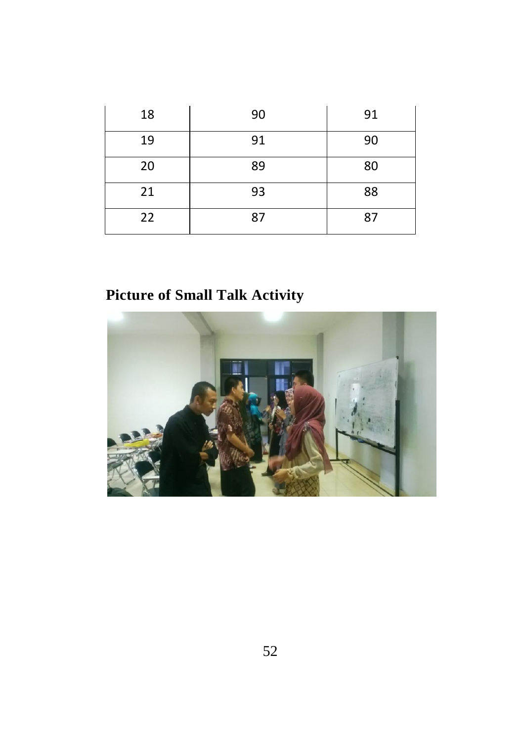| | | |
|---|---|---|
| 18 | 90 | 91 |
| 19 | 91 | 90 |
| 20 | 89 | 80 |
| 21 | 93 | 88 |
| 22 | 87 | 87 |

## Picture of Small Talk Activity